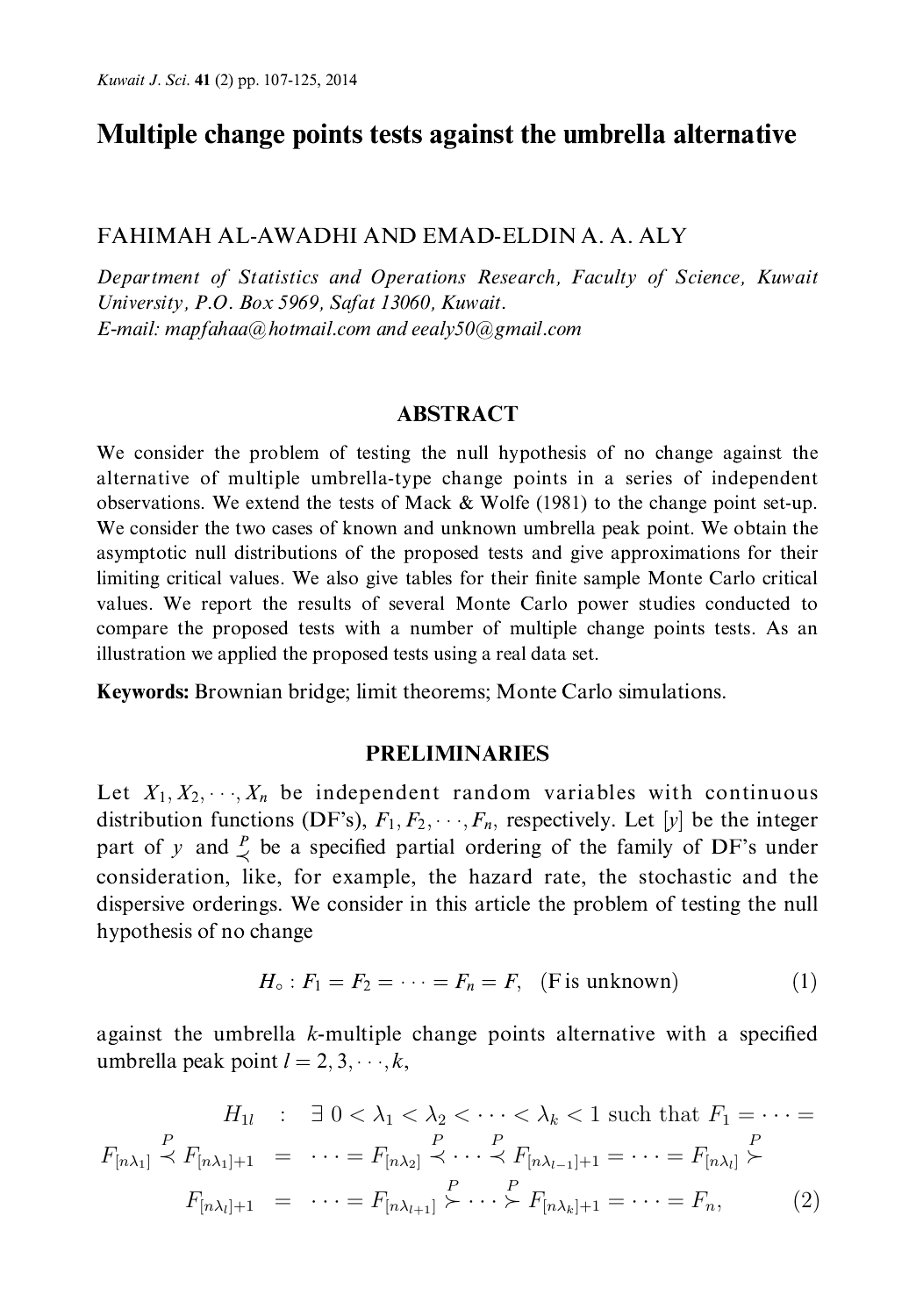# Multiple change points tests against the umbrella alternative

FAHIMAH AL-AWADHI AND EMAD-ELDIN A. A. ALY

*Department of Statistics and Operations Research, Faculty of Science, Kuwait University, P.O. Box 5969, Safat 13060, Kuwait.*
*E-mail: mapfahaa@hotmail.com and eealy50@gmail.com*

## ABSTRACT

We consider the problem of testing the null hypothesis of no change against the alternative of multiple umbrella-type change points in a series of independent observations. We extend the tests of Mack & Wolfe (1981) to the change point set-up. We consider the two cases of known and unknown umbrella peak point. We obtain the asymptotic null distributions of the proposed tests and give approximations for their limiting critical values. We also give tables for their finite sample Monte Carlo critical values. We report the results of several Monte Carlo power studies conducted to compare the proposed tests with a number of multiple change points tests. As an illustration we applied the proposed tests using a real data set.

**Keywords:** Brownian bridge; limit theorems; Monte Carlo simulations.

## PRELIMINARIES

Let $X_1, X_2, \cdots, X_n$ be independent random variables with continuous distribution functions (DF's), $F_1, F_2, \cdots, F_n$, respectively. Let $[y]$ be the integer part of $y$ and $\overset{P}{\prec}$ be a specified partial ordering of the family of DF's under consideration, like, for example, the hazard rate, the stochastic and the dispersive orderings. We consider in this article the problem of testing the null hypothesis of no change

$$H_\circ : F_1 = F_2 = \cdots = F_n = F, \quad \text{(F is unknown)} \tag{1}$$

against the umbrella $k$-multiple change points alternative with a specified umbrella peak point $l = 2, 3, \cdots, k$,

$$\begin{aligned} H_{1l} \quad &: \quad \exists\ 0 < \lambda_1 < \lambda_2 < \cdots < \lambda_k < 1 \text{ such that } F_1 = \cdots = \\ F_{[n\lambda_1]} \overset{P}{\prec} F_{[n\lambda_1]+1} \quad &= \quad \cdots = F_{[n\lambda_2]} \overset{P}{\prec} \cdots \overset{P}{\prec} F_{[n\lambda_{l-1}]+1} = \cdots = F_{[n\lambda_l]} \overset{P}{\succ} \\ F_{[n\lambda_l]+1} \quad &= \quad \cdots = F_{[n\lambda_{l+1}]} \overset{P}{\succ} \cdots \overset{P}{\succ} F_{[n\lambda_k]+1} = \cdots = F_n, \end{aligned} \tag{2}$$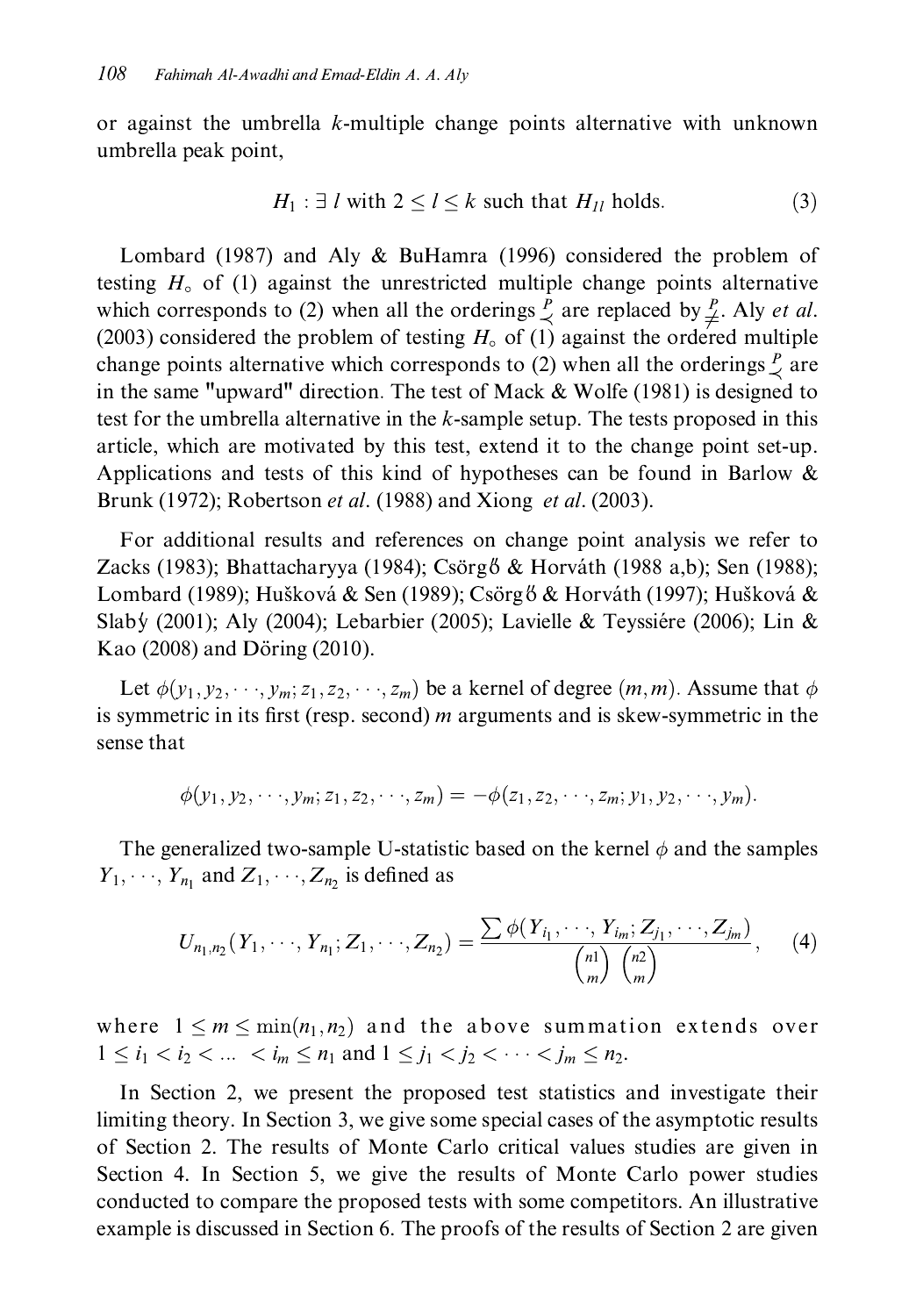or against the umbrella $k$-multiple change points alternative with unknown umbrella peak point,

$$H_1 : \exists\ l \text{ with } 2 \leq l \leq k \text{ such that } H_{1l} \text{ holds.} \tag{3}$$

Lombard (1987) and Aly & BuHamra (1996) considered the problem of testing $H_\circ$ of (1) against the unrestricted multiple change points alternative which corresponds to (2) when all the orderings $\overset{P}{\prec}$ are replaced by $\overset{P}{\neq}$. Aly *et al.* (2003) considered the problem of testing $H_\circ$ of (1) against the ordered multiple change points alternative which corresponds to (2) when all the orderings $\overset{P}{\prec}$ are in the same "upward" direction. The test of Mack & Wolfe (1981) is designed to test for the umbrella alternative in the $k$-sample setup. The tests proposed in this article, which are motivated by this test, extend it to the change point set-up. Applications and tests of this kind of hypotheses can be found in Barlow & Brunk (1972); Robertson *et al.* (1988) and Xiong *et al.* (2003).

For additional results and references on change point analysis we refer to Zacks (1983); Bhattacharyya (1984); Csörgő & Horváth (1988 a,b); Sen (1988); Lombard (1989); Hušková & Sen (1989); Csörgő & Horváth (1997); Hušková & Slabý (2001); Aly (2004); Lebarbier (2005); Lavielle & Teyssiére (2006); Lin & Kao (2008) and Döring (2010).

Let $\phi(y_1, y_2, \cdots, y_m; z_1, z_2, \cdots, z_m)$ be a kernel of degree $(m, m)$. Assume that $\phi$ is symmetric in its first (resp. second) $m$ arguments and is skew-symmetric in the sense that

$$\phi(y_1, y_2, \cdots, y_m; z_1, z_2, \cdots, z_m) = -\phi(z_1, z_2, \cdots, z_m; y_1, y_2, \cdots, y_m).$$

The generalized two-sample U-statistic based on the kernel $\phi$ and the samples $Y_1, \cdots, Y_{n_1}$ and $Z_1, \cdots, Z_{n_2}$ is defined as

$$U_{n_1,n_2}(Y_1, \cdots, Y_{n_1}; Z_1, \cdots, Z_{n_2}) = \frac{\sum \phi(Y_{i_1}, \cdots, Y_{i_m}; Z_{j_1}, \cdots, Z_{j_m})}{\binom{n1}{m}\binom{n2}{m}}, \tag{4}$$

where $1 \leq m \leq \min(n_1, n_2)$ and the above summation extends over $1 \leq i_1 < i_2 < \ldots < i_m \leq n_1$ and $1 \leq j_1 < j_2 < \cdots < j_m \leq n_2$.

In Section 2, we present the proposed test statistics and investigate their limiting theory. In Section 3, we give some special cases of the asymptotic results of Section 2. The results of Monte Carlo critical values studies are given in Section 4. In Section 5, we give the results of Monte Carlo power studies conducted to compare the proposed tests with some competitors. An illustrative example is discussed in Section 6. The proofs of the results of Section 2 are given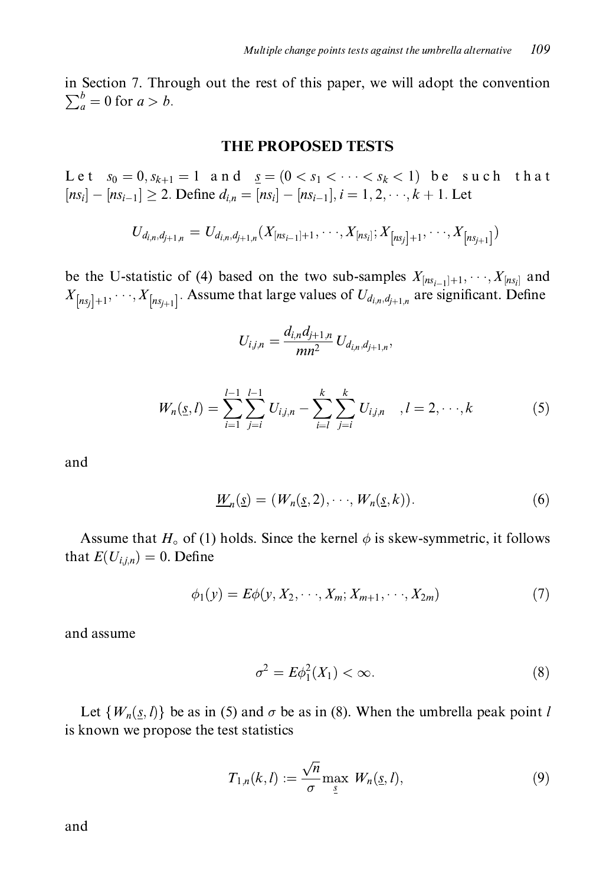in Section 7. Through out the rest of this paper, we will adopt the convention $\sum_a^b = 0$ for $a > b$.

## THE PROPOSED TESTS

Let $s_0 = 0, s_{k+1} = 1$ and $\underline{s} = (0 < s_1 < \cdots < s_k < 1)$ be such that $[ns_i] - [ns_{i-1}] \geq 2$. Define $d_{i,n} = [ns_i] - [ns_{i-1}], i = 1, 2, \cdots, k+1$. Let

$$U_{d_{i,n},d_{j+1,n}} = U_{d_{i,n},d_{j+1,n}}(X_{[ns_{i-1}]+1}, \cdots, X_{[ns_i]}; X_{[ns_j]+1}, \cdots, X_{[ns_{j+1}]})$$

be the U-statistic of (4) based on the two sub-samples $X_{[ns_{i-1}]+1}, \cdots, X_{[ns_i]}$ and $X_{[ns_j]+1}, \cdots, X_{[ns_{j+1}]}$. Assume that large values of $U_{d_{i,n},d_{j+1,n}}$ are significant. Define

$$U_{i,j,n} = \frac{d_{i,n} d_{j+1,n}}{mn^2} U_{d_{i,n},d_{j+1,n}},$$

$$W_n(\underline{s}, l) = \sum_{i=1}^{l-1} \sum_{j=i}^{l-1} U_{i,j,n} - \sum_{i=l}^{k} \sum_{j=i}^{k} U_{i,j,n} \quad , l = 2, \cdots, k \tag{5}$$

and

$$\underline{W}_n(\underline{s}) = (W_n(\underline{s}, 2), \cdots, W_n(\underline{s}, k)). \tag{6}$$

Assume that $H_\circ$ of (1) holds. Since the kernel $\phi$ is skew-symmetric, it follows that $E(U_{i,j,n}) = 0$. Define

$$\phi_1(y) = E\phi(y, X_2, \cdots, X_m; X_{m+1}, \cdots, X_{2m}) \tag{7}$$

and assume

$$\sigma^2 = E\phi_1^2(X_1) < \infty. \tag{8}$$

Let $\{W_n(\underline{s}, l)\}$ be as in (5) and $\sigma$ be as in (8). When the umbrella peak point $l$ is known we propose the test statistics

$$T_{1,n}(k, l) := \frac{\sqrt{n}}{\sigma} \max_{\underline{s}} W_n(\underline{s}, l), \tag{9}$$

and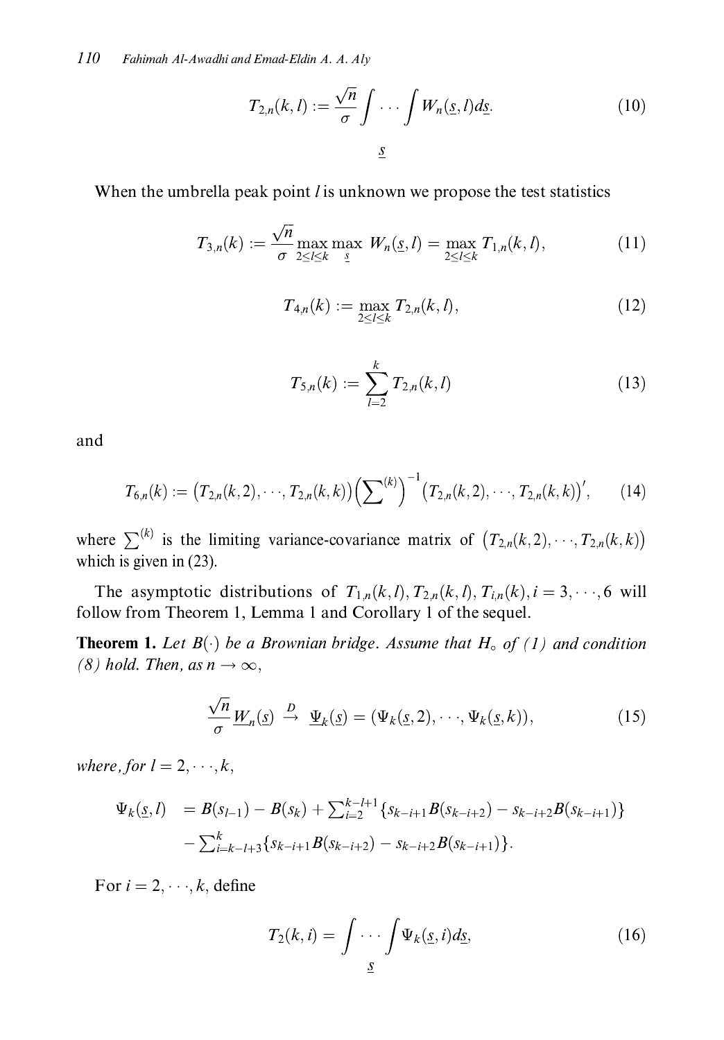$$T_{2,n}(k,l) := \frac{\sqrt{n}}{\sigma} \int \cdots \int_{\underline{s}} W_n(\underline{s}, l) d\underline{s}. \tag{10}$$

When the umbrella peak point $l$ is unknown we propose the test statistics

$$T_{3,n}(k) := \frac{\sqrt{n}}{\sigma} \max_{2 \le l \le k} \max_{\underline{s}} W_n(\underline{s}, l) = \max_{2 \le l \le k} T_{1,n}(k,l), \tag{11}$$

$$T_{4,n}(k) := \max_{2 \le l \le k} T_{2,n}(k,l), \tag{12}$$

$$T_{5,n}(k) := \sum_{l=2}^{k} T_{2,n}(k,l) \tag{13}$$

and

$$T_{6,n}(k) := \left(T_{2,n}(k,2), \cdots, T_{2,n}(k,k)\right)\left(\sum\nolimits^{(k)}\right)^{-1}\left(T_{2,n}(k,2), \cdots, T_{2,n}(k,k)\right)', \tag{14}$$

where $\sum^{(k)}$ is the limiting variance-covariance matrix of $\left(T_{2,n}(k,2), \cdots, T_{2,n}(k,k)\right)$ which is given in (23).

The asymptotic distributions of $T_{1,n}(k,l), T_{2,n}(k,l), T_{i,n}(k), i = 3, \cdots, 6$ will follow from Theorem 1, Lemma 1 and Corollary 1 of the sequel.

**Theorem 1.** *Let $B(\cdot)$ be a Brownian bridge. Assume that $H_\circ$ of (1) and condition (8) hold. Then, as $n \to \infty$,*

$$\frac{\sqrt{n}}{\sigma} \underline{W}_n(\underline{s}) \xrightarrow{D} \underline{\Psi}_k(\underline{s}) = (\Psi_k(\underline{s}, 2), \cdots, \Psi_k(\underline{s}, k)), \tag{15}$$

*where, for $l = 2, \cdots, k$,*

$$\begin{aligned}\Psi_k(\underline{s}, l) &= B(s_{l-1}) - B(s_k) + \textstyle\sum_{i=2}^{k-l+1}\{s_{k-i+1}B(s_{k-i+2}) - s_{k-i+2}B(s_{k-i+1})\} \\ &\quad - \textstyle\sum_{i=k-l+3}^{k}\{s_{k-i+1}B(s_{k-i+2}) - s_{k-i+2}B(s_{k-i+1})\}.\end{aligned}$$

For $i = 2, \cdots, k$, define

$$T_2(k,i) = \int \cdots \int_{\underline{s}} \Psi_k(\underline{s}, i) d\underline{s}, \tag{16}$$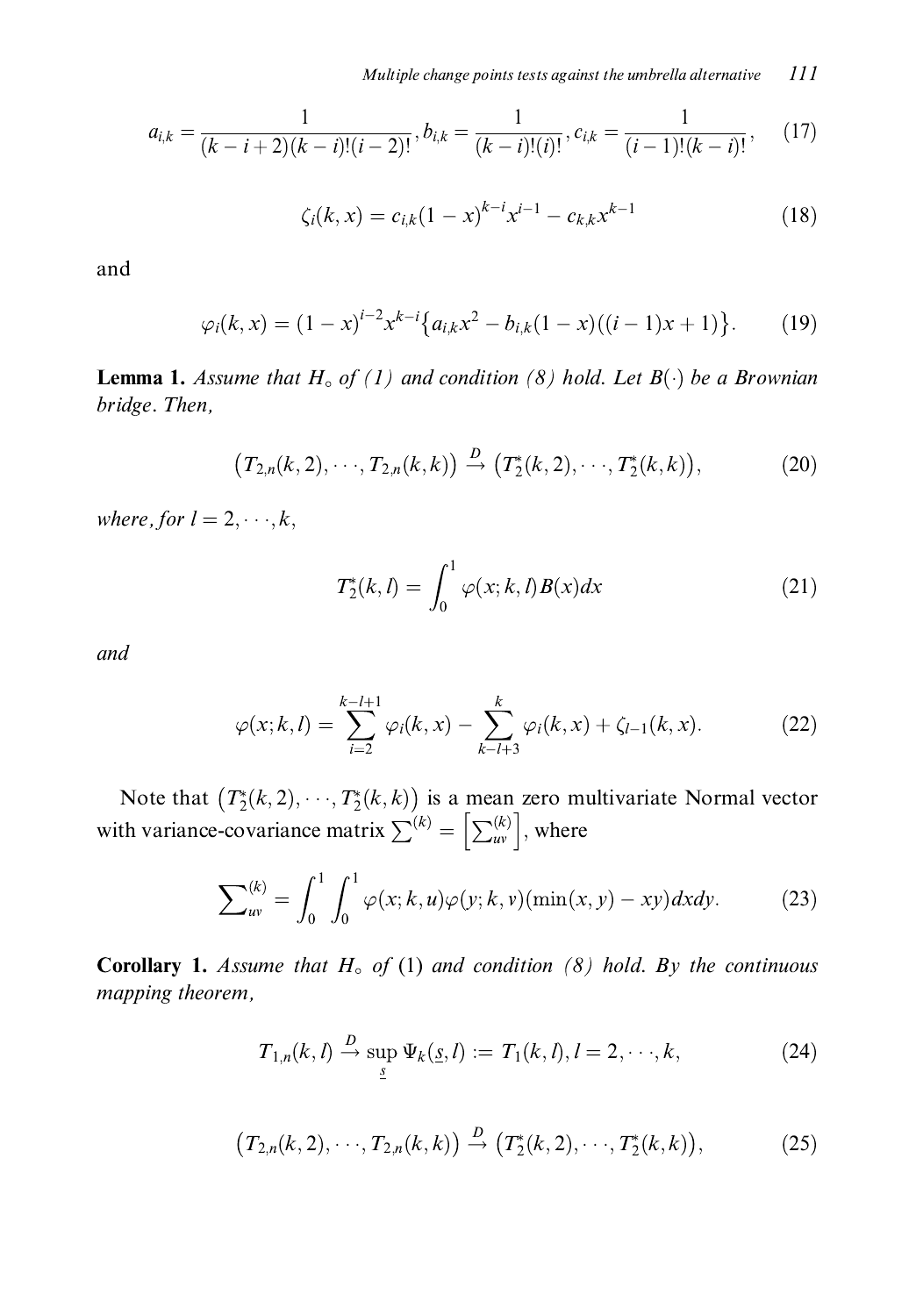$$a_{i,k} = \frac{1}{(k-i+2)(k-i)!(i-2)!}, b_{i,k} = \frac{1}{(k-i)!(i)!}, c_{i,k} = \frac{1}{(i-1)!(k-i)!}, \tag{17}$$

$$\zeta_i(k,x) = c_{i,k}(1-x)^{k-i}x^{i-1} - c_{k,k}x^{k-1} \tag{18}$$

and

$$\varphi_i(k,x) = (1-x)^{i-2}x^{k-i}\{a_{i,k}x^2 - b_{i,k}(1-x)((i-1)x+1)\}. \tag{19}$$

**Lemma 1.** *Assume that $H_\circ$ of (1) and condition (8) hold. Let $B(\cdot)$ be a Brownian bridge. Then,*

$$\left(T_{2,n}(k,2),\cdots,T_{2,n}(k,k)\right) \xrightarrow{D} \left(T_2^*(k,2),\cdots,T_2^*(k,k)\right), \tag{20}$$

*where, for $l = 2,\cdots,k$,*

$$T_2^*(k,l) = \int_0^1 \varphi(x;k,l)B(x)dx \tag{21}$$

*and*

$$\varphi(x;k,l) = \sum_{i=2}^{k-l+1} \varphi_i(k,x) - \sum_{k-l+3}^{k} \varphi_i(k,x) + \zeta_{l-1}(k,x). \tag{22}$$

Note that $\left(T_2^*(k,2),\cdots,T_2^*(k,k)\right)$ is a mean zero multivariate Normal vector with variance-covariance matrix $\sum^{(k)} = \left[\sum_{uv}^{(k)}\right]$, where

$$\sum_{uv}^{(k)} = \int_0^1 \int_0^1 \varphi(x;k,u)\varphi(y;k,v)(\min(x,y)-xy)dxdy. \tag{23}$$

**Corollary 1.** *Assume that $H_\circ$ of* (1) *and condition (8) hold. By the continuous mapping theorem,*

$$T_{1,n}(k,l) \xrightarrow{D} \sup_{\underline{s}} \Psi_k(\underline{s},l) := T_1(k,l), l = 2,\cdots,k, \tag{24}$$

$$\left(T_{2,n}(k,2),\cdots,T_{2,n}(k,k)\right) \xrightarrow{D} \left(T_2^*(k,2),\cdots,T_2^*(k,k)\right), \tag{25}$$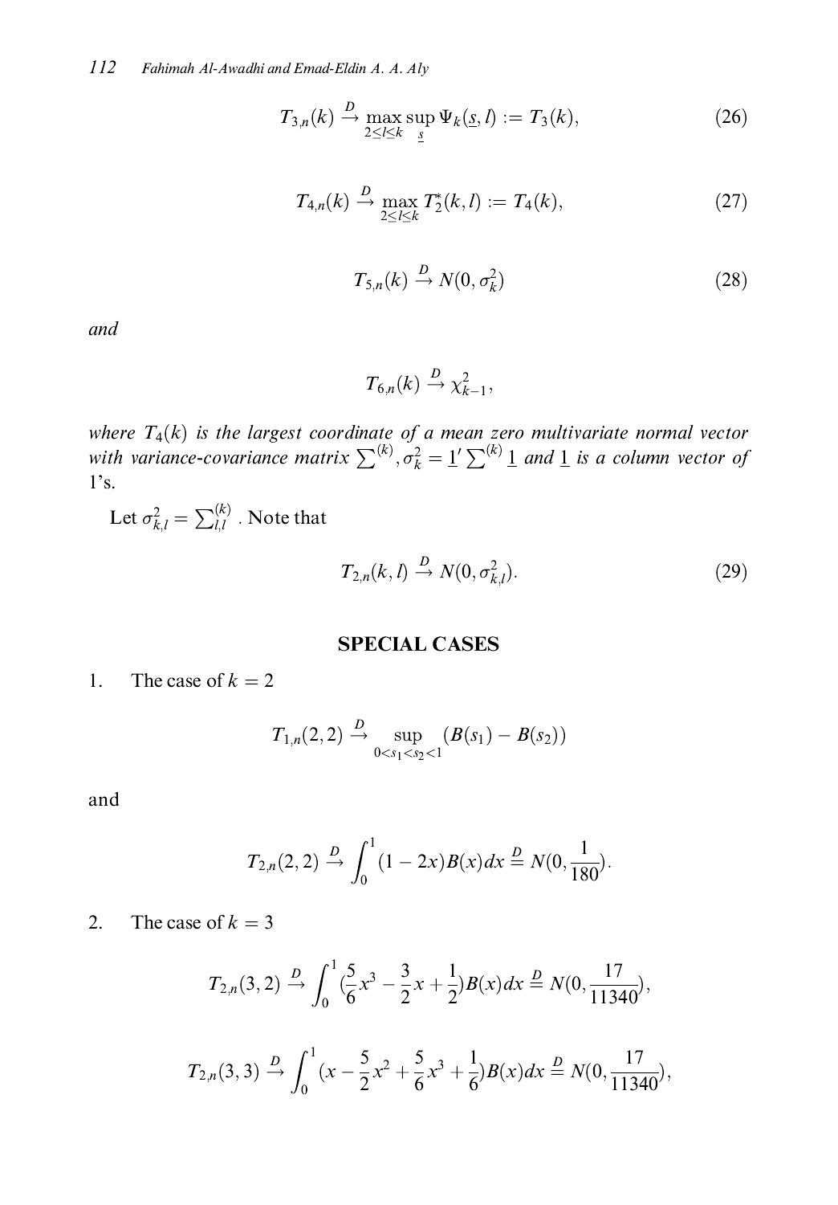$$T_{3,n}(k) \xrightarrow{D} \max_{2\leq l\leq k} \sup_{\underline{s}} \Psi_k(\underline{s}, l) := T_3(k), \tag{26}$$

$$T_{4,n}(k) \xrightarrow{D} \max_{2\leq l\leq k} T_2^*(k, l) := T_4(k), \tag{27}$$

$$T_{5,n}(k) \xrightarrow{D} N(0, \sigma_k^2) \tag{28}$$

*and*

$$T_{6,n}(k) \xrightarrow{D} \chi^2_{k-1},$$

*where* $T_4(k)$ *is the largest coordinate of a mean zero multivariate normal vector with variance-covariance matrix* $\sum^{(k)}, \sigma_k^2 = \underline{1}' \sum^{(k)} \underline{1}$ *and* $\underline{1}$ *is a column vector of* 1's.

Let $\sigma_{k,l}^2 = \sum_{l,l}^{(k)}$ . Note that

$$T_{2,n}(k, l) \xrightarrow{D} N(0, \sigma_{k,l}^2). \tag{29}$$

## SPECIAL CASES

1. The case of $k = 2$

$$T_{1,n}(2, 2) \xrightarrow{D} \sup_{0<s_1<s_2<1} (B(s_1) - B(s_2))$$

and

$$T_{2,n}(2, 2) \xrightarrow{D} \int_0^1 (1 - 2x)B(x)dx \stackrel{D}{=} N(0, \frac{1}{180}).$$

2. The case of $k = 3$

$$T_{2,n}(3, 2) \xrightarrow{D} \int_0^1 (\frac{5}{6}x^3 - \frac{3}{2}x + \frac{1}{2})B(x)dx \stackrel{D}{=} N(0, \frac{17}{11340}),$$

$$T_{2,n}(3, 3) \xrightarrow{D} \int_0^1 (x - \frac{5}{2}x^2 + \frac{5}{6}x^3 + \frac{1}{6})B(x)dx \stackrel{D}{=} N(0, \frac{17}{11340}),$$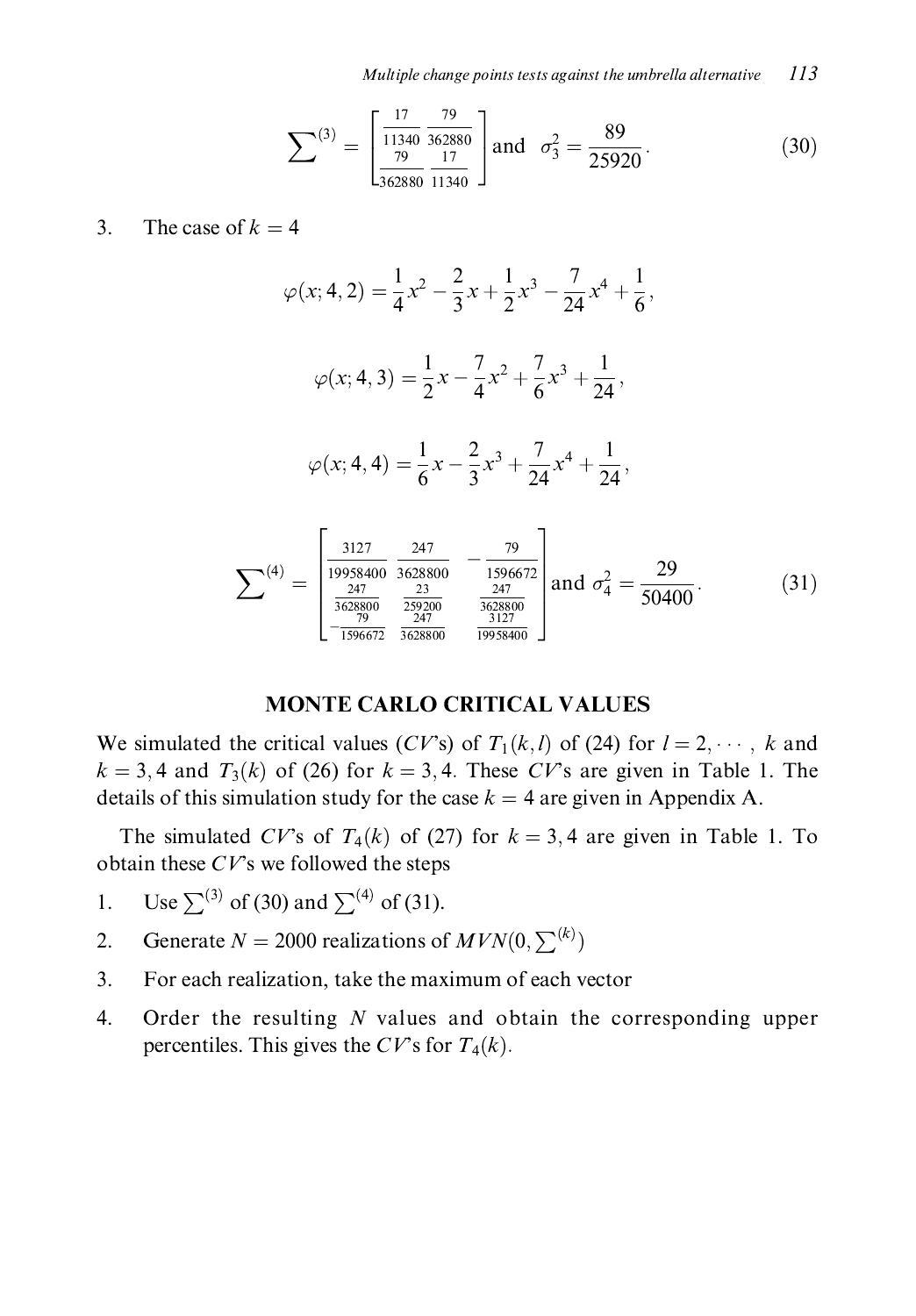$$\sum\nolimits^{(3)} = \begin{bmatrix} \frac{17}{11340} & \frac{79}{362880} \\ \frac{79}{362880} & \frac{17}{11340} \end{bmatrix} \text{ and } \sigma_3^2 = \frac{89}{25920}. \tag{30}$$

3. The case of $k = 4$

$$\varphi(x; 4, 2) = \frac{1}{4}x^2 - \frac{2}{3}x + \frac{1}{2}x^3 - \frac{7}{24}x^4 + \frac{1}{6},$$

$$\varphi(x; 4, 3) = \frac{1}{2}x - \frac{7}{4}x^2 + \frac{7}{6}x^3 + \frac{1}{24},$$

$$\varphi(x; 4, 4) = \frac{1}{6}x - \frac{2}{3}x^3 + \frac{7}{24}x^4 + \frac{1}{24},$$

$$\sum\nolimits^{(4)} = \begin{bmatrix} \frac{3127}{19958400} & \frac{247}{3628800} & -\frac{79}{1596672} \\ \frac{247}{3628800} & \frac{23}{259200} & \frac{247}{3628800} \\ -\frac{79}{1596672} & \frac{247}{3628800} & \frac{3127}{19958400} \end{bmatrix} \text{ and } \sigma_4^2 = \frac{29}{50400}. \tag{31}$$

## MONTE CARLO CRITICAL VALUES

We simulated the critical values ($CV$'s) of $T_1(k, l)$ of (24) for $l = 2, \cdots, k$ and $k = 3, 4$ and $T_3(k)$ of (26) for $k = 3, 4$. These $CV$'s are given in Table 1. The details of this simulation study for the case $k = 4$ are given in Appendix A.

The simulated $CV$'s of $T_4(k)$ of (27) for $k = 3, 4$ are given in Table 1. To obtain these $CV$'s we followed the steps

1. Use $\sum^{(3)}$ of (30) and $\sum^{(4)}$ of (31).
2. Generate $N = 2000$ realizations of $MVN(0, \sum^{(k)})$
3. For each realization, take the maximum of each vector
4. Order the resulting $N$ values and obtain the corresponding upper percentiles. This gives the $CV$'s for $T_4(k)$.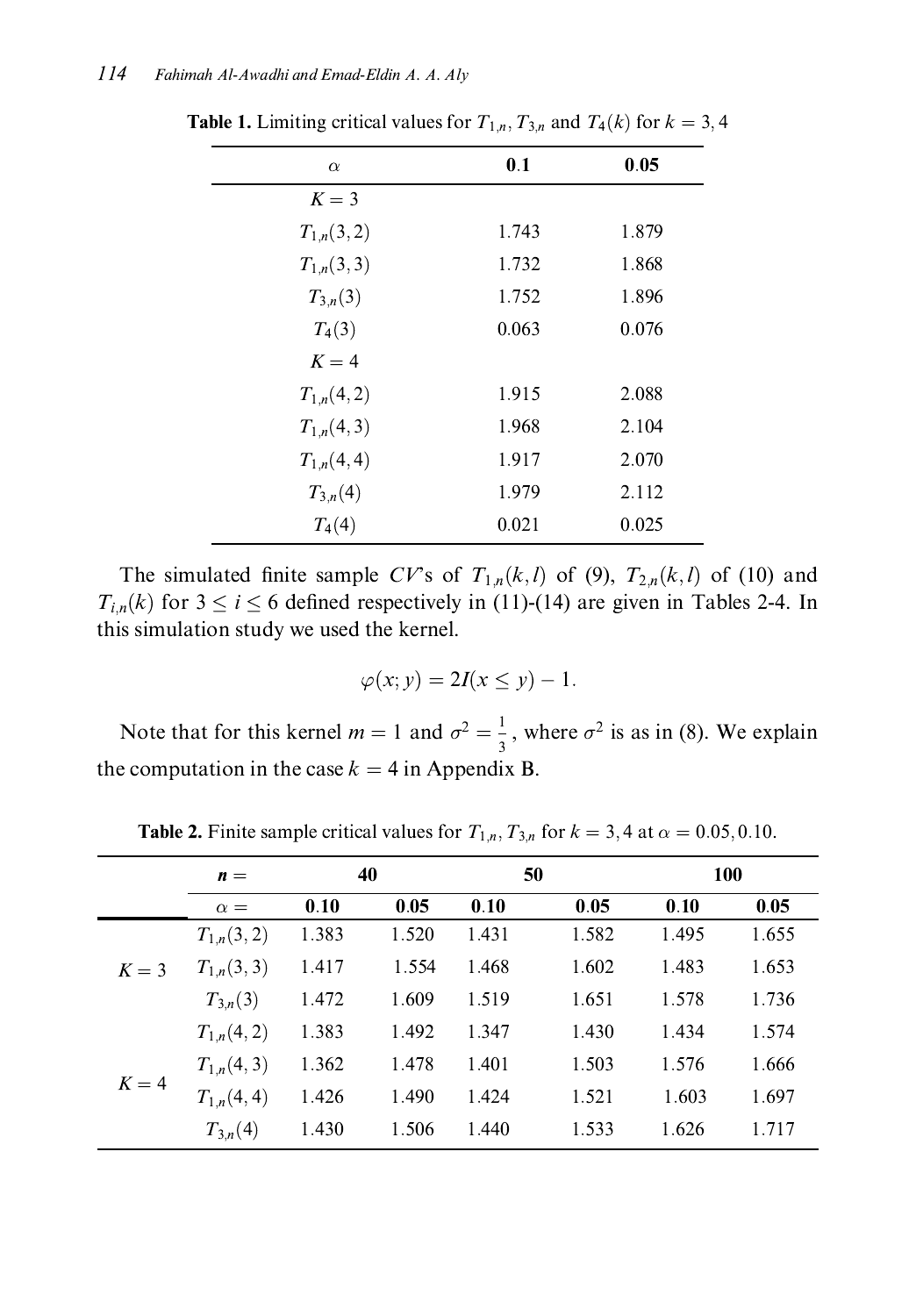**Table 1.** Limiting critical values for $T_{1,n}$, $T_{3,n}$ and $T_4(k)$ for $k = 3, 4$

| $\alpha$ | **0.1** | **0.05** |
|---|---|---|
| $K = 3$ | | |
| $T_{1,n}(3, 2)$ | 1.743 | 1.879 |
| $T_{1,n}(3, 3)$ | 1.732 | 1.868 |
| $T_{3,n}(3)$ | 1.752 | 1.896 |
| $T_4(3)$ | 0.063 | 0.076 |
| $K = 4$ | | |
| $T_{1,n}(4, 2)$ | 1.915 | 2.088 |
| $T_{1,n}(4, 3)$ | 1.968 | 2.104 |
| $T_{1,n}(4, 4)$ | 1.917 | 2.070 |
| $T_{3,n}(4)$ | 1.979 | 2.112 |
| $T_4(4)$ | 0.021 | 0.025 |

The simulated finite sample *CV*'s of $T_{1,n}(k, l)$ of (9), $T_{2,n}(k, l)$ of (10) and $T_{i,n}(k)$ for $3 \le i \le 6$ defined respectively in (11)-(14) are given in Tables 2-4. In this simulation study we used the kernel.

$$\varphi(x; y) = 2I(x \le y) - 1.$$

Note that for this kernel $m = 1$ and $\sigma^2 = \frac{1}{3}$, where $\sigma^2$ is as in (8). We explain the computation in the case $k = 4$ in Appendix B.

**Table 2.** Finite sample critical values for $T_{1,n}$, $T_{3,n}$ for $k = 3, 4$ at $\alpha = 0.05, 0.10$.

| | $n =$ | **40** | | **50** | | **100** | |
|---|---|---|---|---|---|---|---|
| | $\alpha =$ | **0.10** | **0.05** | **0.10** | **0.05** | **0.10** | **0.05** |
| $K = 3$ | $T_{1,n}(3, 2)$ | 1.383 | 1.520 | 1.431 | 1.582 | 1.495 | 1.655 |
| | $T_{1,n}(3, 3)$ | 1.417 | 1.554 | 1.468 | 1.602 | 1.483 | 1.653 |
| | $T_{3,n}(3)$ | 1.472 | 1.609 | 1.519 | 1.651 | 1.578 | 1.736 |
| $K = 4$ | $T_{1,n}(4, 2)$ | 1.383 | 1.492 | 1.347 | 1.430 | 1.434 | 1.574 |
| | $T_{1,n}(4, 3)$ | 1.362 | 1.478 | 1.401 | 1.503 | 1.576 | 1.666 |
| | $T_{1,n}(4, 4)$ | 1.426 | 1.490 | 1.424 | 1.521 | 1.603 | 1.697 |
| | $T_{3,n}(4)$ | 1.430 | 1.506 | 1.440 | 1.533 | 1.626 | 1.717 |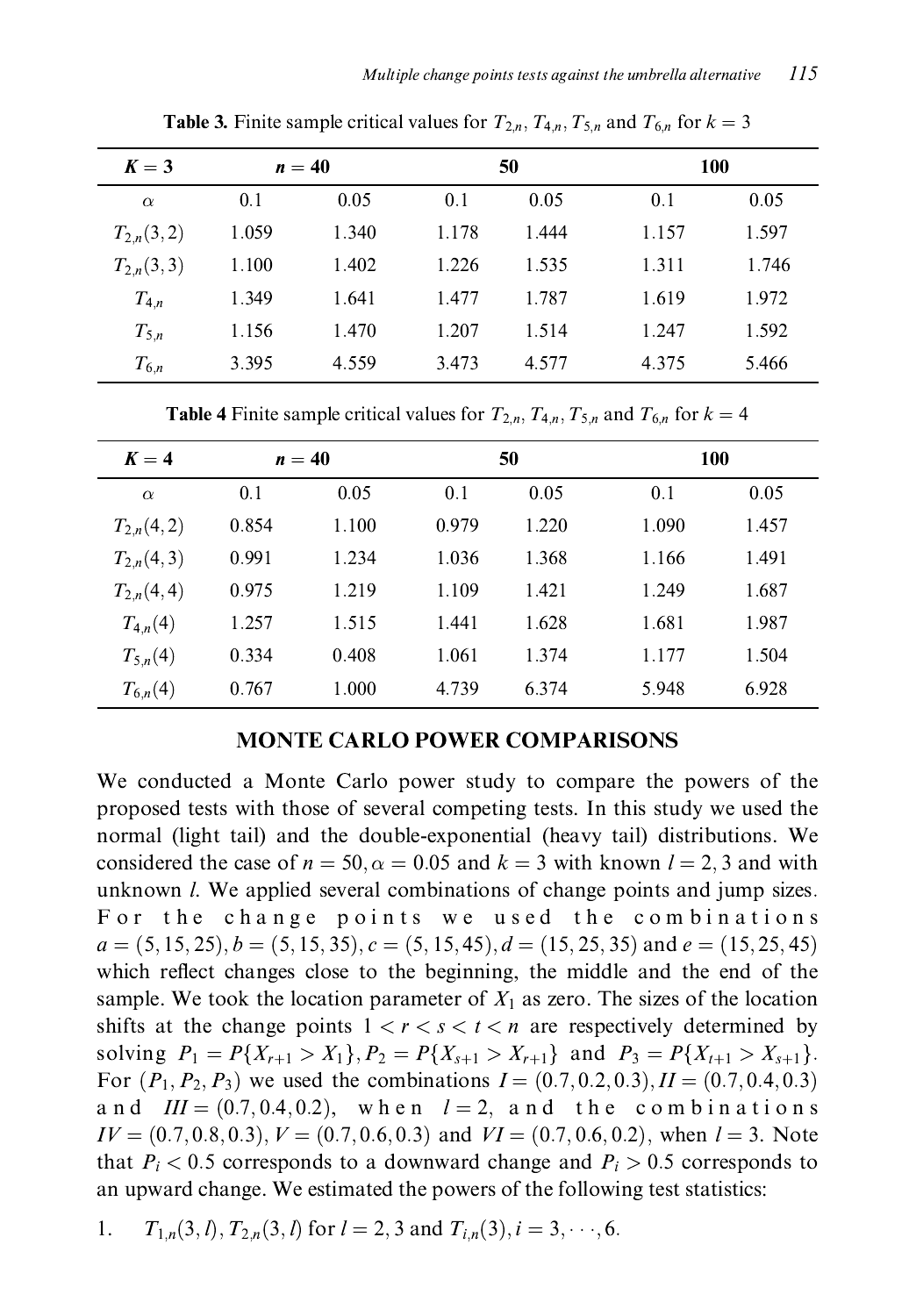**Table 3.** Finite sample critical values for $T_{2,n}$, $T_{4,n}$, $T_{5,n}$ and $T_{6,n}$ for $k = 3$

| $K = 3$ | $n = 40$ | | 50 | | 100 | |
|---|---|---|---|---|---|---|
| $\alpha$ | 0.1 | 0.05 | 0.1 | 0.05 | 0.1 | 0.05 |
| $T_{2,n}(3,2)$ | 1.059 | 1.340 | 1.178 | 1.444 | 1.157 | 1.597 |
| $T_{2,n}(3,3)$ | 1.100 | 1.402 | 1.226 | 1.535 | 1.311 | 1.746 |
| $T_{4,n}$ | 1.349 | 1.641 | 1.477 | 1.787 | 1.619 | 1.972 |
| $T_{5,n}$ | 1.156 | 1.470 | 1.207 | 1.514 | 1.247 | 1.592 |
| $T_{6,n}$ | 3.395 | 4.559 | 3.473 | 4.577 | 4.375 | 5.466 |

**Table 4** Finite sample critical values for $T_{2,n}$, $T_{4,n}$, $T_{5,n}$ and $T_{6,n}$ for $k = 4$

| $K = 4$ | $n = 40$ | | 50 | | 100 | |
|---|---|---|---|---|---|---|
| $\alpha$ | 0.1 | 0.05 | 0.1 | 0.05 | 0.1 | 0.05 |
| $T_{2,n}(4,2)$ | 0.854 | 1.100 | 0.979 | 1.220 | 1.090 | 1.457 |
| $T_{2,n}(4,3)$ | 0.991 | 1.234 | 1.036 | 1.368 | 1.166 | 1.491 |
| $T_{2,n}(4,4)$ | 0.975 | 1.219 | 1.109 | 1.421 | 1.249 | 1.687 |
| $T_{4,n}(4)$ | 1.257 | 1.515 | 1.441 | 1.628 | 1.681 | 1.987 |
| $T_{5,n}(4)$ | 0.334 | 0.408 | 1.061 | 1.374 | 1.177 | 1.504 |
| $T_{6,n}(4)$ | 0.767 | 1.000 | 4.739 | 6.374 | 5.948 | 6.928 |

## MONTE CARLO POWER COMPARISONS

We conducted a Monte Carlo power study to compare the powers of the proposed tests with those of several competing tests. In this study we used the normal (light tail) and the double-exponential (heavy tail) distributions. We considered the case of $n = 50, \alpha = 0.05$ and $k = 3$ with known $l = 2, 3$ and with unknown $l$. We applied several combinations of change points and jump sizes. For the change points we used the combinations $a = (5, 15, 25), b = (5, 15, 35), c = (5, 15, 45), d = (15, 25, 35)$ and $e = (15, 25, 45)$ which reflect changes close to the beginning, the middle and the end of the sample. We took the location parameter of $X_1$ as zero. The sizes of the location shifts at the change points $1 < r < s < t < n$ are respectively determined by solving $P_1 = P\{X_{r+1} > X_1\}, P_2 = P\{X_{s+1} > X_{r+1}\}$ and $P_3 = P\{X_{t+1} > X_{s+1}\}$. For $(P_1, P_2, P_3)$ we used the combinations $I = (0.7, 0.2, 0.3), II = (0.7, 0.4, 0.3)$ and $III = (0.7, 0.4, 0.2)$, when $l = 2$, and the combinations $IV = (0.7, 0.8, 0.3), V = (0.7, 0.6, 0.3)$ and $VI = (0.7, 0.6, 0.2)$, when $l = 3$. Note that $P_i < 0.5$ corresponds to a downward change and $P_i > 0.5$ corresponds to an upward change. We estimated the powers of the following test statistics:

1. $T_{1,n}(3, l), T_{2,n}(3, l)$ for $l = 2, 3$ and $T_{i,n}(3), i = 3, \cdots, 6$.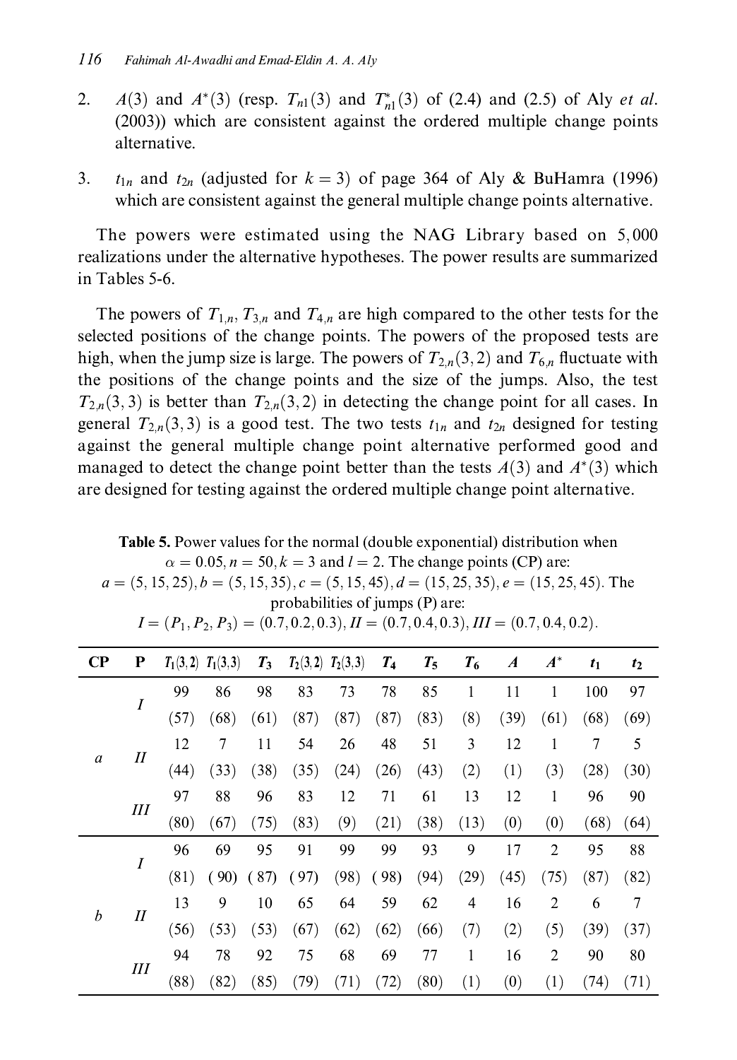2. $A(3)$ and $A^*(3)$ (resp. $T_{n1}(3)$ and $T^*_{n1}(3)$ of (2.4) and (2.5) of Aly *et al.* (2003)) which are consistent against the ordered multiple change points alternative.

3. $t_{1n}$ and $t_{2n}$ (adjusted for $k = 3$) of page 364 of Aly & BuHamra (1996) which are consistent against the general multiple change points alternative.

The powers were estimated using the NAG Library based on 5,000 realizations under the alternative hypotheses. The power results are summarized in Tables 5-6.

The powers of $T_{1,n}$, $T_{3,n}$ and $T_{4,n}$ are high compared to the other tests for the selected positions of the change points. The powers of the proposed tests are high, when the jump size is large. The powers of $T_{2,n}(3,2)$ and $T_{6,n}$ fluctuate with the positions of the change points and the size of the jumps. Also, the test $T_{2,n}(3,3)$ is better than $T_{2,n}(3,2)$ in detecting the change point for all cases. In general $T_{2,n}(3,3)$ is a good test. The two tests $t_{1n}$ and $t_{2n}$ designed for testing against the general multiple change point alternative performed good and managed to detect the change point better than the tests $A(3)$ and $A^*(3)$ which are designed for testing against the ordered multiple change point alternative.

**Table 5.** Power values for the normal (double exponential) distribution when $\alpha = 0.05, n = 50, k = 3$ and $l = 2$. The change points (CP) are: $a = (5, 15, 25), b = (5, 15, 35), c = (5, 15, 45), d = (15, 25, 35), e = (15, 25, 45)$. The probabilities of jumps (P) are: $I = (P_1, P_2, P_3) = (0.7, 0.2, 0.3), II = (0.7, 0.4, 0.3), III = (0.7, 0.4, 0.2)$.

| CP | P | $T_1(3,2)$ | $T_1(3,3)$ | $T_3$ | $T_2(3,2)$ | $T_2(3,3)$ | $T_4$ | $T_5$ | $T_6$ | $A$ | $A^*$ | $t_1$ | $t_2$ |
|---|---|---|---|---|---|---|---|---|---|---|---|---|---|
| a | I | 99 | 86 | 98 | 83 | 73 | 78 | 85 | 1 | 11 | 1 | 100 | 97 |
| | | (57) | (68) | (61) | (87) | (87) | (87) | (83) | (8) | (39) | (61) | (68) | (69) |
| | II | 12 | 7 | 11 | 54 | 26 | 48 | 51 | 3 | 12 | 1 | 7 | 5 |
| | | (44) | (33) | (38) | (35) | (24) | (26) | (43) | (2) | (1) | (3) | (28) | (30) |
| | III | 97 | 88 | 96 | 83 | 12 | 71 | 61 | 13 | 12 | 1 | 96 | 90 |
| | | (80) | (67) | (75) | (83) | (9) | (21) | (38) | (13) | (0) | (0) | (68) | (64) |
| b | I | 96 | 69 | 95 | 91 | 99 | 99 | 93 | 9 | 17 | 2 | 95 | 88 |
| | | (81) | (90) | (87) | (97) | (98) | (98) | (94) | (29) | (45) | (75) | (87) | (82) |
| | II | 13 | 9 | 10 | 65 | 64 | 59 | 62 | 4 | 16 | 2 | 6 | 7 |
| | | (56) | (53) | (53) | (67) | (62) | (62) | (66) | (7) | (2) | (5) | (39) | (37) |
| | III | 94 | 78 | 92 | 75 | 68 | 69 | 77 | 1 | 16 | 2 | 90 | 80 |
| | | (88) | (82) | (85) | (79) | (71) | (72) | (80) | (1) | (0) | (1) | (74) | (71) |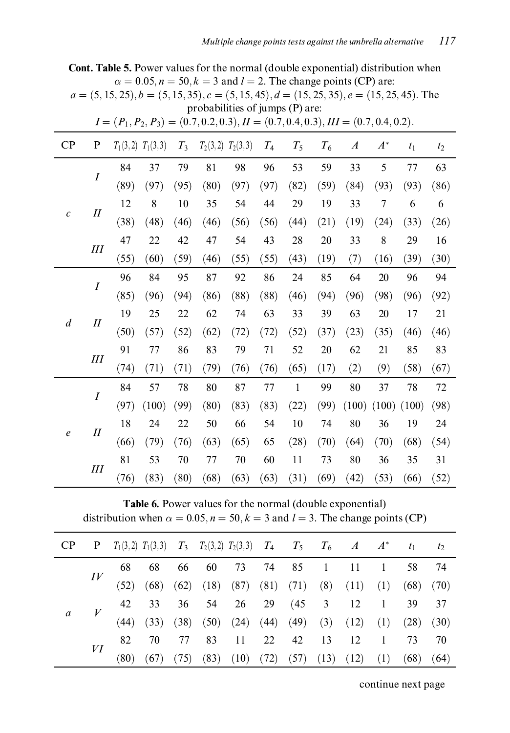**Cont. Table 5.** Power values for the normal (double exponential) distribution when $\alpha = 0.05, n = 50, k = 3$ and $l = 2$. The change points (CP) are: $a = (5, 15, 25), b = (5, 15, 35), c = (5, 15, 45), d = (15, 25, 35), e = (15, 25, 45)$. The probabilities of jumps (P) are: $I = (P_1, P_2, P_3) = (0.7, 0.2, 0.3), II = (0.7, 0.4, 0.3), III = (0.7, 0.4, 0.2)$.

| CP | P | $T_1(3,2)$ | $T_1(3,3)$ | $T_3$ | $T_2(3,2)$ | $T_2(3,3)$ | $T_4$ | $T_5$ | $T_6$ | $A$ | $A^*$ | $t_1$ | $t_2$ |
|---|---|---|---|---|---|---|---|---|---|---|---|---|---|
| $c$ | $I$ | 84 | 37 | 79 | 81 | 98 | 96 | 53 | 59 | 33 | 5 | 77 | 63 |
| | | (89) | (97) | (95) | (80) | (97) | (97) | (82) | (59) | (84) | (93) | (93) | (86) |
| | $II$ | 12 | 8 | 10 | 35 | 54 | 44 | 29 | 19 | 33 | 7 | 6 | 6 |
| | | (38) | (48) | (46) | (46) | (56) | (56) | (44) | (21) | (19) | (24) | (33) | (26) |
| | $III$ | 47 | 22 | 42 | 47 | 54 | 43 | 28 | 20 | 33 | 8 | 29 | 16 |
| | | (55) | (60) | (59) | (46) | (55) | (55) | (43) | (19) | (7) | (16) | (39) | (30) |
| $d$ | $I$ | 96 | 84 | 95 | 87 | 92 | 86 | 24 | 85 | 64 | 20 | 96 | 94 |
| | | (85) | (96) | (94) | (86) | (88) | (88) | (46) | (94) | (96) | (98) | (96) | (92) |
| | $II$ | 19 | 25 | 22 | 62 | 74 | 63 | 33 | 39 | 63 | 20 | 17 | 21 |
| | | (50) | (57) | (52) | (62) | (72) | (72) | (52) | (37) | (23) | (35) | (46) | (46) |
| | $III$ | 91 | 77 | 86 | 83 | 79 | 71 | 52 | 20 | 62 | 21 | 85 | 83 |
| | | (74) | (71) | (71) | (79) | (76) | (76) | (65) | (17) | (2) | (9) | (58) | (67) |
| $e$ | $I$ | 84 | 57 | 78 | 80 | 87 | 77 | 1 | 99 | 80 | 37 | 78 | 72 |
| | | (97) | (100) | (99) | (80) | (83) | (83) | (22) | (99) | (100) | (100) | (100) | (98) |
| | $II$ | 18 | 24 | 22 | 50 | 66 | 54 | 10 | 74 | 80 | 36 | 19 | 24 |
| | | (66) | (79) | (76) | (63) | (65) | 65 | (28) | (70) | (64) | (70) | (68) | (54) |
| | $III$ | 81 | 53 | 70 | 77 | 70 | 60 | 11 | 73 | 80 | 36 | 35 | 31 |
| | | (76) | (83) | (80) | (68) | (63) | (63) | (31) | (69) | (42) | (53) | (66) | (52) |

**Table 6.** Power values for the normal (double exponential) distribution when $\alpha = 0.05, n = 50, k = 3$ and $l = 3$. The change points (CP)

| CP | P | $T_1(3,2)$ | $T_1(3,3)$ | $T_3$ | $T_2(3,2)$ | $T_2(3,3)$ | $T_4$ | $T_5$ | $T_6$ | $A$ | $A^*$ | $t_1$ | $t_2$ |
|---|---|---|---|---|---|---|---|---|---|---|---|---|---|
| $a$ | $IV$ | 68 | 68 | 66 | 60 | 73 | 74 | 85 | 1 | 11 | 1 | 58 | 74 |
| | | (52) | (68) | (62) | (18) | (87) | (81) | (71) | (8) | (11) | (1) | (68) | (70) |
| | $V$ | 42 | 33 | 36 | 54 | 26 | 29 | (45 | 3 | 12 | 1 | 39 | 37 |
| | | (44) | (33) | (38) | (50) | (24) | (44) | (49) | (3) | (12) | (1) | (28) | (30) |
| | $VI$ | 82 | 70 | 77 | 83 | 11 | 22 | 42 | 13 | 12 | 1 | 73 | 70 |
| | | (80) | (67) | (75) | (83) | (10) | (72) | (57) | (13) | (12) | (1) | (68) | (64) |

continue next page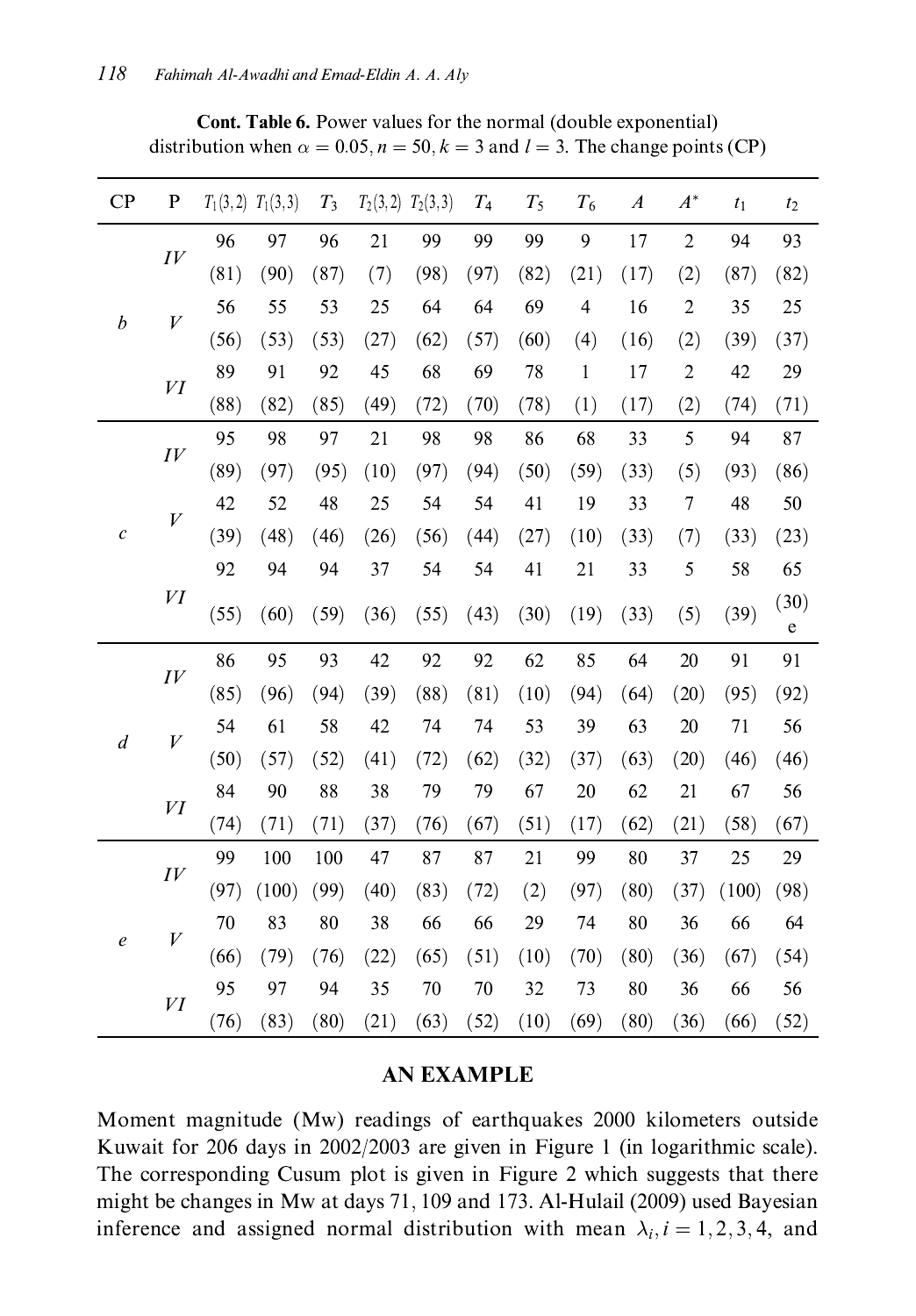**Cont. Table 6.** Power values for the normal (double exponential) distribution when $\alpha = 0.05, n = 50, k = 3$ and $l = 3$. The change points (CP)

| CP | P | $T_1(3,2)$ | $T_1(3,3)$ | $T_3$ | $T_2(3,2)$ | $T_2(3,3)$ | $T_4$ | $T_5$ | $T_6$ | $A$ | $A^*$ | $t_1$ | $t_2$ |
|---|---|---|---|---|---|---|---|---|---|---|---|---|---|
| b | IV | 96 | 97 | 96 | 21 | 99 | 99 | 99 | 9 | 17 | 2 | 94 | 93 |
| | | (81) | (90) | (87) | (7) | (98) | (97) | (82) | (21) | (17) | (2) | (87) | (82) |
| | V | 56 | 55 | 53 | 25 | 64 | 64 | 69 | 4 | 16 | 2 | 35 | 25 |
| | | (56) | (53) | (53) | (27) | (62) | (57) | (60) | (4) | (16) | (2) | (39) | (37) |
| | VI | 89 | 91 | 92 | 45 | 68 | 69 | 78 | 1 | 17 | 2 | 42 | 29 |
| | | (88) | (82) | (85) | (49) | (72) | (70) | (78) | (1) | (17) | (2) | (74) | (71) |
| c | IV | 95 | 98 | 97 | 21 | 98 | 98 | 86 | 68 | 33 | 5 | 94 | 87 |
| | | (89) | (97) | (95) | (10) | (97) | (94) | (50) | (59) | (33) | (5) | (93) | (86) |
| | V | 42 | 52 | 48 | 25 | 54 | 54 | 41 | 19 | 33 | 7 | 48 | 50 |
| | | (39) | (48) | (46) | (26) | (56) | (44) | (27) | (10) | (33) | (7) | (33) | (23) |
| | VI | 92 | 94 | 94 | 37 | 54 | 54 | 41 | 21 | 33 | 5 | 58 | 65 |
| | | (55) | (60) | (59) | (36) | (55) | (43) | (30) | (19) | (33) | (5) | (39) | (30) e |
| d | IV | 86 | 95 | 93 | 42 | 92 | 92 | 62 | 85 | 64 | 20 | 91 | 91 |
| | | (85) | (96) | (94) | (39) | (88) | (81) | (10) | (94) | (64) | (20) | (95) | (92) |
| | V | 54 | 61 | 58 | 42 | 74 | 74 | 53 | 39 | 63 | 20 | 71 | 56 |
| | | (50) | (57) | (52) | (41) | (72) | (62) | (32) | (37) | (63) | (20) | (46) | (46) |
| | VI | 84 | 90 | 88 | 38 | 79 | 79 | 67 | 20 | 62 | 21 | 67 | 56 |
| | | (74) | (71) | (71) | (37) | (76) | (67) | (51) | (17) | (62) | (21) | (58) | (67) |
| e | IV | 99 | 100 | 100 | 47 | 87 | 87 | 21 | 99 | 80 | 37 | 25 | 29 |
| | | (97) | (100) | (99) | (40) | (83) | (72) | (2) | (97) | (80) | (37) | (100) | (98) |
| | V | 70 | 83 | 80 | 38 | 66 | 66 | 29 | 74 | 80 | 36 | 66 | 64 |
| | | (66) | (79) | (76) | (22) | (65) | (51) | (10) | (70) | (80) | (36) | (67) | (54) |
| | VI | 95 | 97 | 94 | 35 | 70 | 70 | 32 | 73 | 80 | 36 | 66 | 56 |
| | | (76) | (83) | (80) | (21) | (63) | (52) | (10) | (69) | (80) | (36) | (66) | (52) |

## AN EXAMPLE

Moment magnitude (Mw) readings of earthquakes 2000 kilometers outside Kuwait for 206 days in 2002/2003 are given in Figure 1 (in logarithmic scale). The corresponding Cusum plot is given in Figure 2 which suggests that there might be changes in Mw at days $71, 109$ and $173$. Al-Hulail (2009) used Bayesian inference and assigned normal distribution with mean $\lambda_i, i = 1, 2, 3, 4,$ and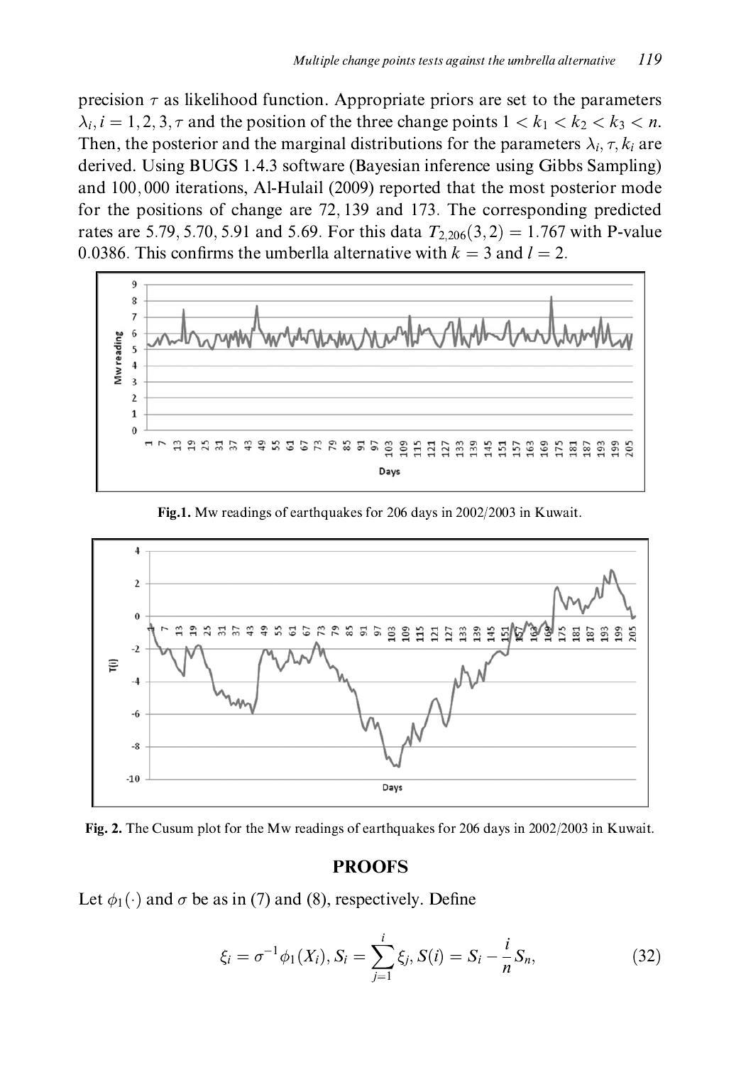precision $\tau$ as likelihood function. Appropriate priors are set to the parameters $\lambda_i, i = 1, 2, 3, \tau$ and the position of the three change points $1 < k_1 < k_2 < k_3 < n$. Then, the posterior and the marginal distributions for the parameters $\lambda_i, \tau, k_i$ are derived. Using BUGS 1.4.3 software (Bayesian inference using Gibbs Sampling) and 100,000 iterations, Al-Hulail (2009) reported that the most posterior mode for the positions of change are 72, 139 and 173. The corresponding predicted rates are 5.79, 5.70, 5.91 and 5.69. For this data $T_{2,206}(3, 2) = 1.767$ with P-value 0.0386. This confirms the umberlla alternative with $k = 3$ and $l = 2$.

**Fig.1.** Mw readings of earthquakes for 206 days in 2002/2003 in Kuwait.

**Fig. 2.** The Cusum plot for the Mw readings of earthquakes for 206 days in 2002/2003 in Kuwait.

## PROOFS

Let $\phi_1(\cdot)$ and $\sigma$ be as in (7) and (8), respectively. Define

$$\xi_i = \sigma^{-1}\phi_1(X_i), S_i = \sum_{j=1}^{i} \xi_j, S(i) = S_i - \frac{i}{n}S_n, \tag{32}$$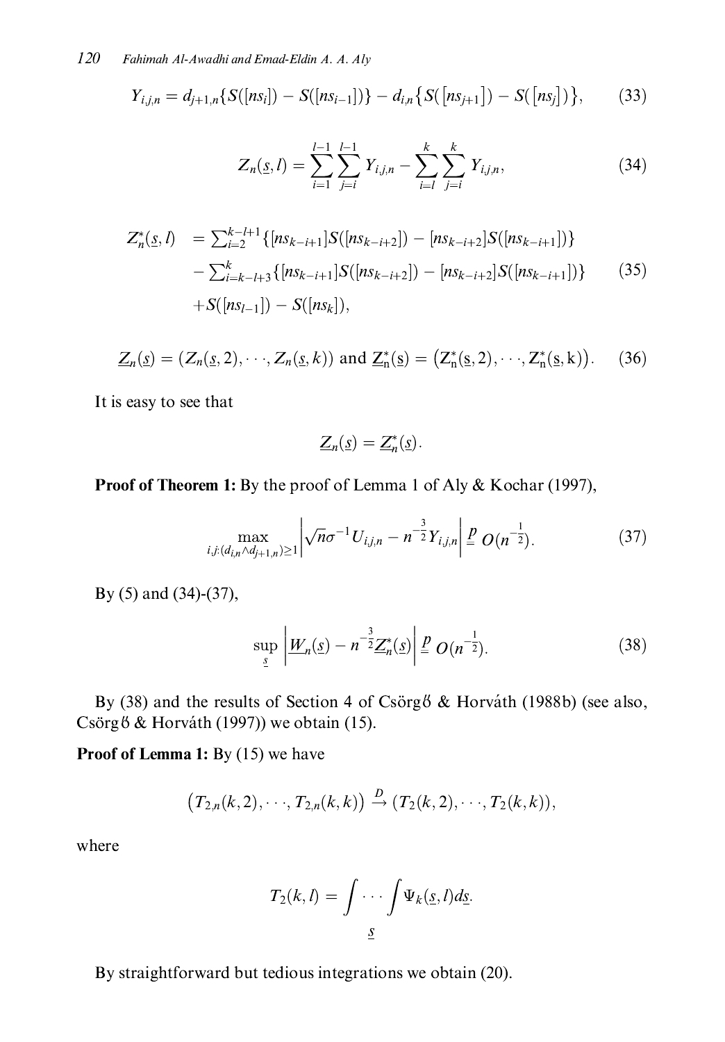$$Y_{i,j,n} = d_{j+1,n}\{S([ns_i]) - S([ns_{i-1}])\} - d_{i,n}\{S([ns_{j+1}]) - S([ns_j])\}, \tag{33}$$

$$Z_n(\underline{s}, l) = \sum_{i=1}^{l-1}\sum_{j=i}^{l-1} Y_{i,j,n} - \sum_{i=l}^{k}\sum_{j=i}^{k} Y_{i,j,n}, \tag{34}$$

$$\begin{aligned} Z_n^*(\underline{s}, l) &= \textstyle\sum_{i=2}^{k-l+1}\{[ns_{k-i+1}]S([ns_{k-i+2}]) - [ns_{k-i+2}]S([ns_{k-i+1}])\} \\ &\quad - \textstyle\sum_{i=k-l+3}^{k}\{[ns_{k-i+1}]S([ns_{k-i+2}]) - [ns_{k-i+2}]S([ns_{k-i+1}])\} \\ &\quad + S([ns_{l-1}]) - S([ns_k]), \end{aligned} \tag{35}$$

$$\underline{Z}_n(\underline{s}) = (Z_n(\underline{s}, 2), \cdots, Z_n(\underline{s}, k)) \text{ and } \underline{Z}_n^*(\underline{s}) = \left(Z_n^*(\underline{s}, 2), \cdots, Z_n^*(\underline{s}, k)\right). \tag{36}$$

It is easy to see that

$$\underline{Z}_n(\underline{s}) = \underline{Z}_n^*(\underline{s}).$$

**Proof of Theorem 1:** By the proof of Lemma 1 of Aly & Kochar (1997),

$$\max_{i,j:(d_{i,n} \wedge d_{j+1,n}) \geq 1} \left| \sqrt{n}\sigma^{-1} U_{i,j,n} - n^{-\frac{3}{2}} Y_{i,j,n} \right| \stackrel{p}{=} O(n^{-\frac{1}{2}}). \tag{37}$$

By (5) and (34)-(37),

$$\sup_{\underline{s}} \left| \underline{W}_n(\underline{s}) - n^{-\frac{3}{2}} \underline{Z}_n^*(\underline{s}) \right| \stackrel{p}{=} O(n^{-\frac{1}{2}}). \tag{38}$$

By (38) and the results of Section 4 of Csörgő & Horváth (1988b) (see also, Csörgő & Horváth (1997)) we obtain (15).

**Proof of Lemma 1:** By (15) we have

$$\left(T_{2,n}(k, 2), \cdots, T_{2,n}(k, k)\right) \xrightarrow{D} (T_2(k, 2), \cdots, T_2(k, k)),$$

where

$$T_2(k, l) = \underset{\underline{s}}{\int \cdots \int} \Psi_k(\underline{s}, l) d\underline{s}.$$

By straightforward but tedious integrations we obtain (20).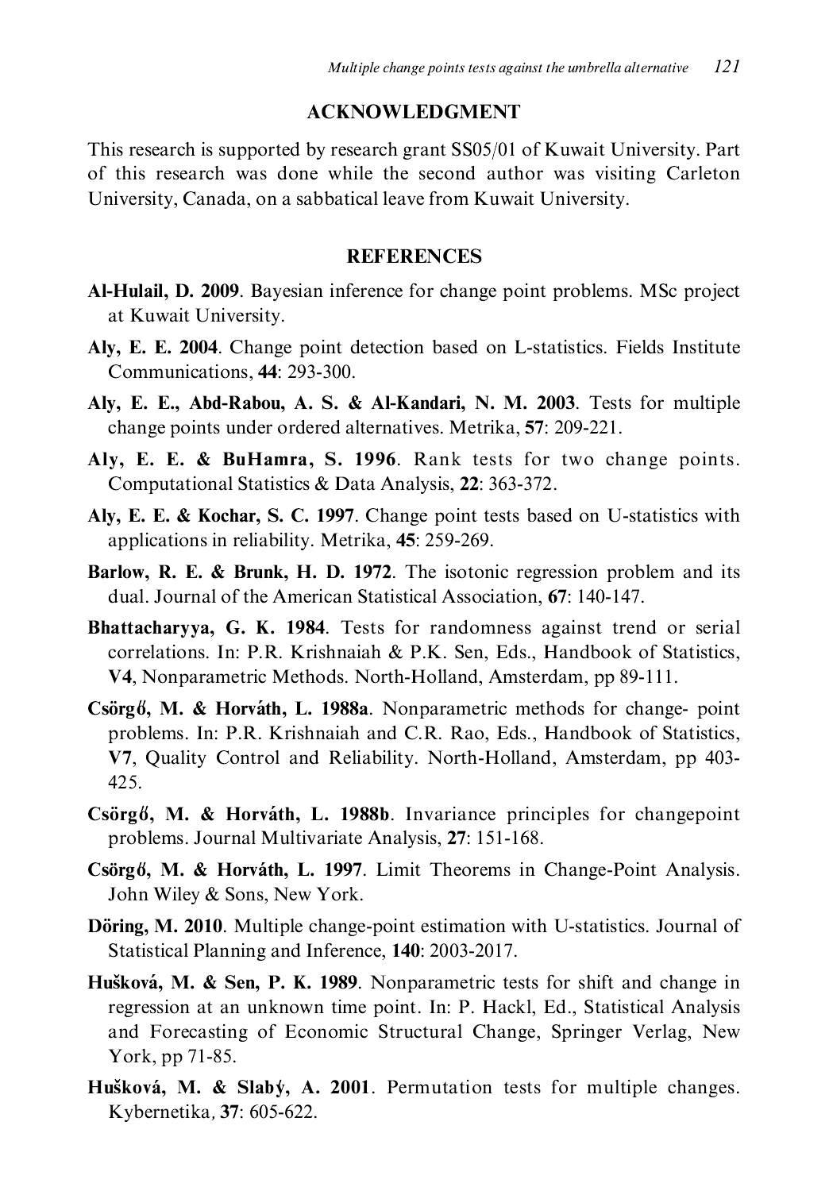## ACKNOWLEDGMENT

This research is supported by research grant SS05/01 of Kuwait University. Part of this research was done while the second author was visiting Carleton University, Canada, on a sabbatical leave from Kuwait University.

## REFERENCES

**Al-Hulail, D. 2009**. Bayesian inference for change point problems. MSc project at Kuwait University.

**Aly, E. E. 2004**. Change point detection based on L-statistics. Fields Institute Communications, **44**: 293-300.

**Aly, E. E., Abd-Rabou, A. S. & Al-Kandari, N. M. 2003**. Tests for multiple change points under ordered alternatives. Metrika, **57**: 209-221.

**Aly, E. E. & BuHamra, S. 1996**. Rank tests for two change points. Computational Statistics & Data Analysis, **22**: 363-372.

**Aly, E. E. & Kochar, S. C. 1997**. Change point tests based on U-statistics with applications in reliability. Metrika, **45**: 259-269.

**Barlow, R. E. & Brunk, H. D. 1972**. The isotonic regression problem and its dual. Journal of the American Statistical Association, **67**: 140-147.

**Bhattacharyya, G. K. 1984**. Tests for randomness against trend or serial correlations. In: P.R. Krishnaiah & P.K. Sen, Eds., Handbook of Statistics, **V4**, Nonparametric Methods. North-Holland, Amsterdam, pp 89-111.

**Csörgő, M. & Horváth, L. 1988a**. Nonparametric methods for change- point problems. In: P.R. Krishnaiah and C.R. Rao, Eds., Handbook of Statistics, **V7**, Quality Control and Reliability. North-Holland, Amsterdam, pp 403-425.

**Csörgő, M. & Horváth, L. 1988b**. Invariance principles for changepoint problems. Journal Multivariate Analysis, **27**: 151-168.

**Csörgő, M. & Horváth, L. 1997**. Limit Theorems in Change-Point Analysis. John Wiley & Sons, New York.

**Döring, M. 2010**. Multiple change-point estimation with U-statistics. Journal of Statistical Planning and Inference, **140**: 2003-2017.

**Hušková, M. & Sen, P. K. 1989**. Nonparametric tests for shift and change in regression at an unknown time point. In: P. Hackl, Ed., Statistical Analysis and Forecasting of Economic Structural Change, Springer Verlag, New York, pp 71-85.

**Hušková, M. & Slabý, A. 2001**. Permutation tests for multiple changes. Kybernetika, **37**: 605-622.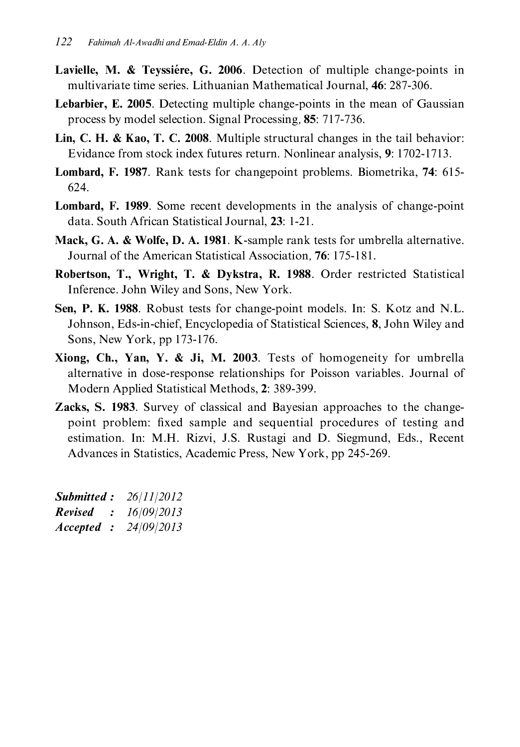**Lavielle, M. & Teyssiére, G. 2006**. Detection of multiple change-points in multivariate time series. Lithuanian Mathematical Journal, **46**: 287-306.

**Lebarbier, E. 2005**. Detecting multiple change-points in the mean of Gaussian process by model selection. Signal Processing, **85**: 717-736.

**Lin, C. H. & Kao, T. C. 2008**. Multiple structural changes in the tail behavior: Evidance from stock index futures return. Nonlinear analysis, **9**: 1702-1713.

**Lombard, F. 1987**. Rank tests for changepoint problems. Biometrika, **74**: 615-624.

**Lombard, F. 1989**. Some recent developments in the analysis of change-point data. South African Statistical Journal, **23**: 1-21.

**Mack, G. A. & Wolfe, D. A. 1981**. K-sample rank tests for umbrella alternative. Journal of the American Statistical Association, **76**: 175-181.

**Robertson, T., Wright, T. & Dykstra, R. 1988**. Order restricted Statistical Inference. John Wiley and Sons, New York.

**Sen, P. K. 1988**. Robust tests for change-point models. In: S. Kotz and N.L. Johnson, Eds-in-chief, Encyclopedia of Statistical Sciences, **8**, John Wiley and Sons, New York, pp 173-176.

**Xiong, Ch., Yan, Y. & Ji, M. 2003**. Tests of homogeneity for umbrella alternative in dose-response relationships for Poisson variables. Journal of Modern Applied Statistical Methods, **2**: 389-399.

**Zacks, S. 1983**. Survey of classical and Bayesian approaches to the change-point problem: fixed sample and sequential procedures of testing and estimation. In: M.H. Rizvi, J.S. Rustagi and D. Siegmund, Eds., Recent Advances in Statistics, Academic Press, New York, pp 245-269.

***Submitted :*** *26/11/2012*
***Revised :*** *16/09/2013*
***Accepted :*** *24/09/2013*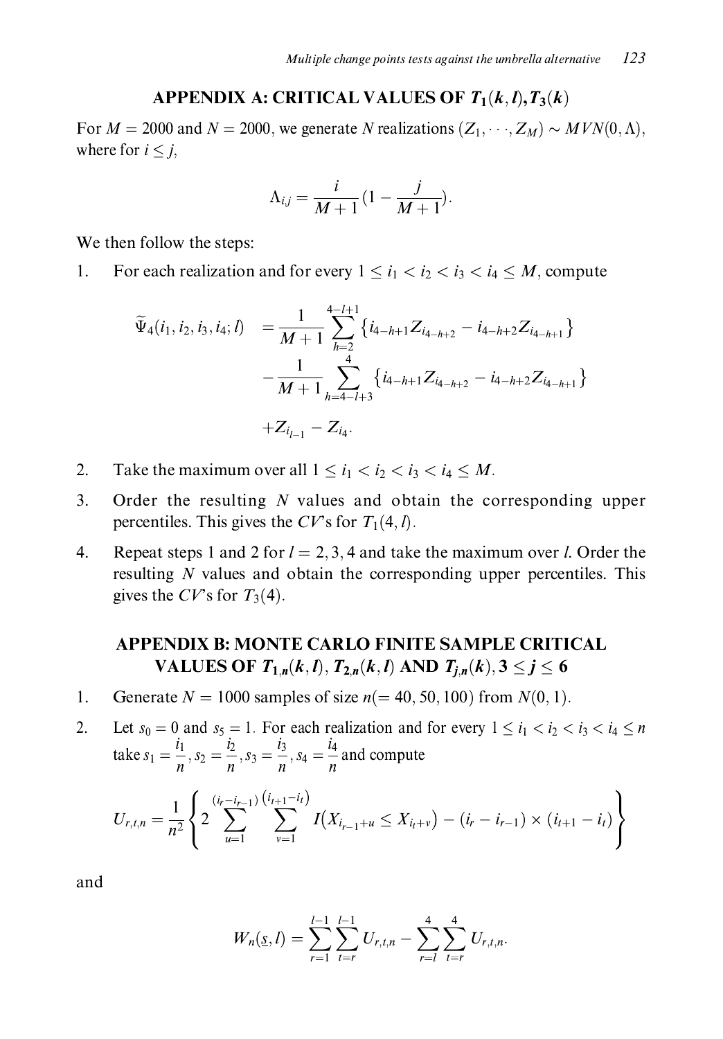## APPENDIX A: CRITICAL VALUES OF $T_1(k, l), T_3(k)$

For $M = 2000$ and $N = 2000$, we generate $N$ realizations $(Z_1, \cdots, Z_M) \sim MVN(0, \Lambda)$, where for $i \leq j$,

$$\Lambda_{i,j} = \frac{i}{M+1}(1 - \frac{j}{M+1}).$$

We then follow the steps:

1. For each realization and for every $1 \leq i_1 < i_2 < i_3 < i_4 \leq M$, compute

$$\begin{aligned}
\widetilde{\Psi}_4(i_1, i_2, i_3, i_4; l) &= \frac{1}{M+1} \sum_{h=2}^{4-l+1} \left\{ i_{4-h+1} Z_{i_{4-h+2}} - i_{4-h+2} Z_{i_{4-h+1}} \right\} \\
&\quad - \frac{1}{M+1} \sum_{h=4-l+3}^{4} \left\{ i_{4-h+1} Z_{i_{4-h+2}} - i_{4-h+2} Z_{i_{4-h+1}} \right\} \\
&\quad + Z_{i_{l-1}} - Z_{i_4}.
\end{aligned}$$

2. Take the maximum over all $1 \leq i_1 < i_2 < i_3 < i_4 \leq M$.
3. Order the resulting $N$ values and obtain the corresponding upper percentiles. This gives the $CV$'s for $T_1(4, l)$.
4. Repeat steps 1 and 2 for $l = 2, 3, 4$ and take the maximum over $l$. Order the resulting $N$ values and obtain the corresponding upper percentiles. This gives the $CV$'s for $T_3(4)$.

## APPENDIX B: MONTE CARLO FINITE SAMPLE CRITICAL VALUES OF $T_{1,n}(k, l)$, $T_{2,n}(k, l)$ AND $T_{j,n}(k), 3 \leq j \leq 6$

1. Generate $N = 1000$ samples of size $n(= 40, 50, 100)$ from $N(0, 1)$.
2. Let $s_0 = 0$ and $s_5 = 1$. For each realization and for every $1 \leq i_1 < i_2 < i_3 < i_4 \leq n$ take $s_1 = \frac{i_1}{n}, s_2 = \frac{i_2}{n}, s_3 = \frac{i_3}{n}, s_4 = \frac{i_4}{n}$ and compute

$$U_{r,t,n} = \frac{1}{n^2} \left\{ 2 \sum_{u=1}^{(i_r - i_{r-1})} \sum_{v=1}^{(i_{t+1} - i_t)} I\left(X_{i_{r-1}+u} \leq X_{i_t+v}\right) - (i_r - i_{r-1}) \times (i_{t+1} - i_t) \right\}$$

and

$$W_n(\underline{s}, l) = \sum_{r=1}^{l-1} \sum_{t=r}^{l-1} U_{r,t,n} - \sum_{r=l}^{4} \sum_{t=r}^{4} U_{r,t,n}.$$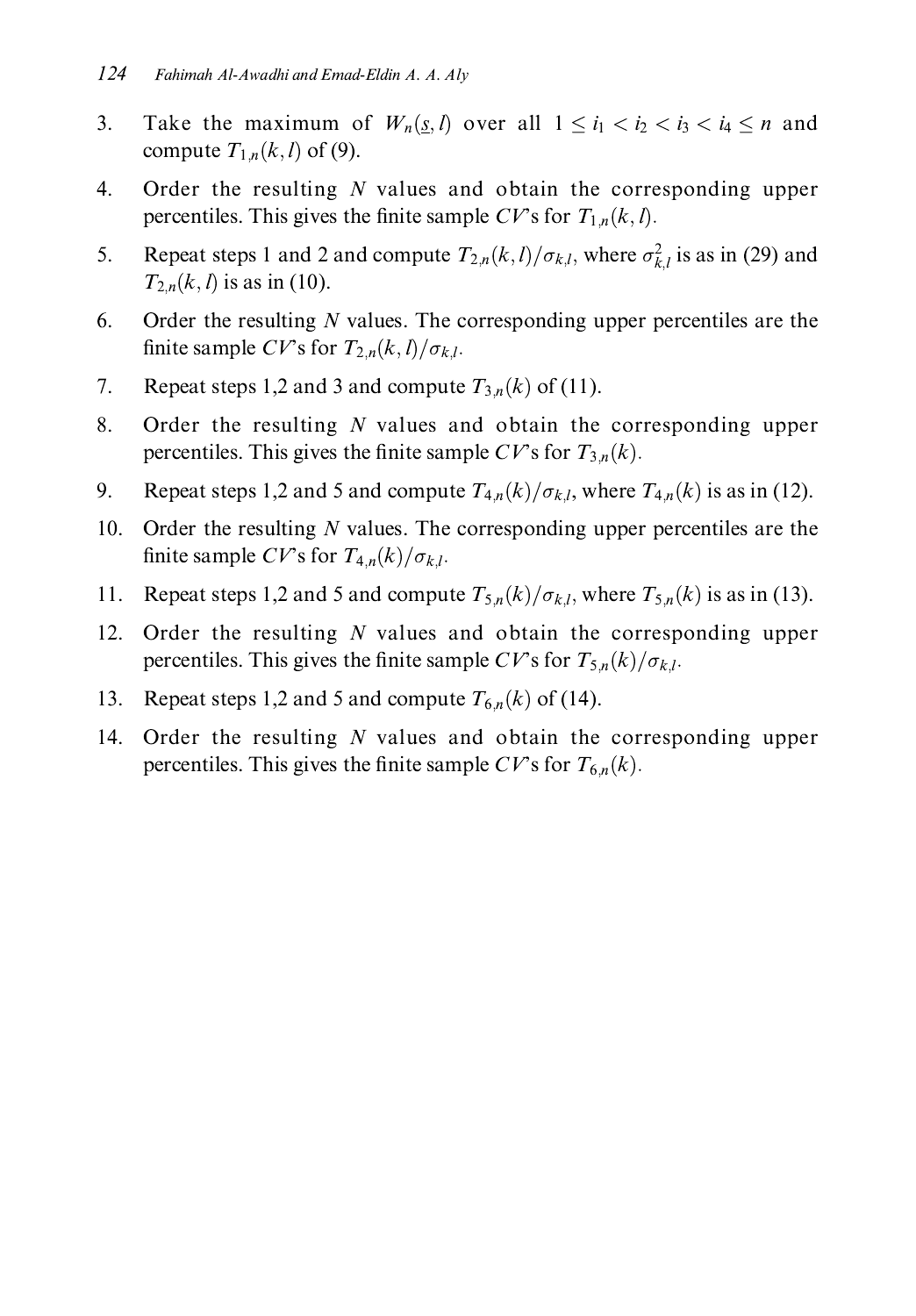3. Take the maximum of $W_n(\underline{s}, l)$ over all $1 \leq i_1 < i_2 < i_3 < i_4 \leq n$ and compute $T_{1,n}(k, l)$ of (9).
4. Order the resulting $N$ values and obtain the corresponding upper percentiles. This gives the finite sample $CV$'s for $T_{1,n}(k, l)$.
5. Repeat steps 1 and 2 and compute $T_{2,n}(k, l)/\sigma_{k,l}$, where $\sigma_{k,l}^2$ is as in (29) and $T_{2,n}(k, l)$ is as in (10).
6. Order the resulting $N$ values. The corresponding upper percentiles are the finite sample $CV$'s for $T_{2,n}(k, l)/\sigma_{k,l}$.
7. Repeat steps 1,2 and 3 and compute $T_{3,n}(k)$ of (11).
8. Order the resulting $N$ values and obtain the corresponding upper percentiles. This gives the finite sample $CV$'s for $T_{3,n}(k)$.
9. Repeat steps 1,2 and 5 and compute $T_{4,n}(k)/\sigma_{k,l}$, where $T_{4,n}(k)$ is as in (12).
10. Order the resulting $N$ values. The corresponding upper percentiles are the finite sample $CV$'s for $T_{4,n}(k)/\sigma_{k,l}$.
11. Repeat steps 1,2 and 5 and compute $T_{5,n}(k)/\sigma_{k,l}$, where $T_{5,n}(k)$ is as in (13).
12. Order the resulting $N$ values and obtain the corresponding upper percentiles. This gives the finite sample $CV$'s for $T_{5,n}(k)/\sigma_{k,l}$.
13. Repeat steps 1,2 and 5 and compute $T_{6,n}(k)$ of (14).
14. Order the resulting $N$ values and obtain the corresponding upper percentiles. This gives the finite sample $CV$'s for $T_{6,n}(k)$.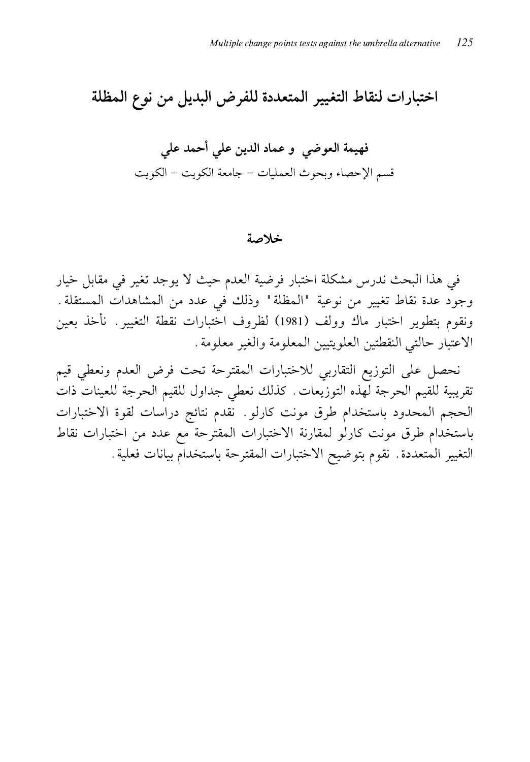# اختبارات لنقاط التغيير المتعددة للفرض البديل من نوع المظلة

**فهيمة العوضي و عماد الدين علي أحمد علي**

قسم الإحصاء وبحوث العمليات - جامعة الكويت - الكويت

## خلاصة

في هذا البحث ندرس مشكلة اختبار فرضية العدم حيث لا يوجد تغير في مقابل خيار وجود عدة نقاط تغيير من نوعية "المظلة" وذلك في عدد من المشاهدات المستقلة. ونقوم بتطوير اختبار ماك وولف (1981) لظروف اختبارات نقطة التغيير. نأخذ بعين الاعتبار حالتي النقطتين العلويتين المعلومة والغير معلومة.

نحصل على التوزيع التقاربي للاختبارات المقترحة تحت فرض العدم ونعطي قيم تقريبية للقيم الحرجة لهذه التوزيعات. كذلك نعطي جداول للقيم الحرجة للعينات ذات الحجم المحدود باستخدام طرق مونت كارلو. نقدم نتائج دراسات لقوة الاختبارات باستخدام طرق مونت كارلو لمقارنة الاختبارات المقترحة مع عدد من اختبارات نقاط التغيير المتعددة. نقوم بتوضيح الاختبارات المقترحة باستخدام بيانات فعلية.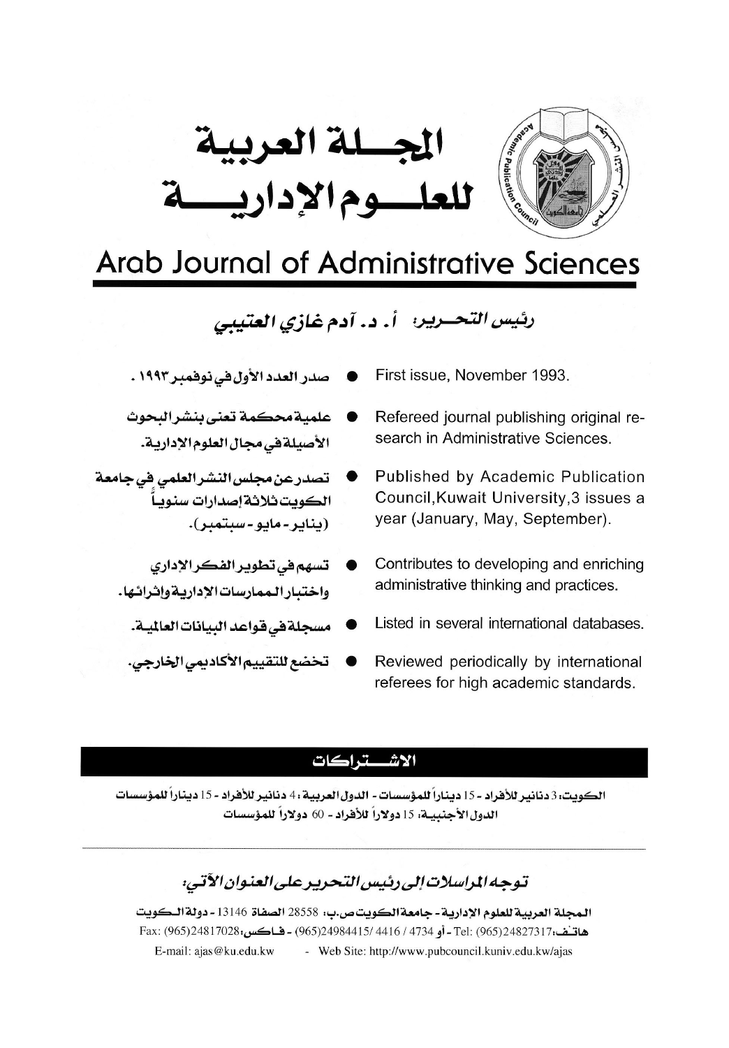# المجلة العربية للعلوم الإدارية

# Arab Journal of Administrative Sciences

## رئيس التحرير: أ. د. آدم غازي العتيبي

- صدر العدد الأول في نوفمبر ١٩٩٣.
- علمية محكمة تعنى بنشر البحوث الأصيلة في مجال العلوم الإدارية.
- تصدر عن مجلس النشر العلمي في جامعة الكويت ثلاثة إصدارات سنوياً (يناير - مايو - سبتمبر).
- تسهم في تطوير الفكر الإداري واختبار الممارسات الإدارية وإثرائها.
- مسجلة في قواعد البيانات العالمية.
- تخضع للتقييم الأكاديمي الخارجي.

- First issue, November 1993.
- Refereed journal publishing original research in Administrative Sciences.
- Published by Academic Publication Council, Kuwait University, 3 issues a year (January, May, September).
- Contributes to developing and enriching administrative thinking and practices.
- Listed in several international databases.
- Reviewed periodically by international referees for high academic standards.

## الاشتراكات

الكويت: 3 دنانير للأفراد - 15 ديناراً للمؤسسات - الدول العربية: 4 دنانير للأفراد - 15 ديناراً للمؤسسات
الدول الأجنبية: 15 دولاراً للأفراد - 60 دولاراً للمؤسسات

## توجه المراسلات إلى رئيس التحرير على العنوان الآتي:

المجلة العربية للعلوم الإدارية - جامعة الكويت ص.ب: 28558 الصفاة 13146 - دولة الكويت
هاتف: 24827317(965) - أو 4734 / 4416 /24984415(965) - فاكس: Fax: (965)24817028 - Tel: (965)24827317

E-mail: ajas@ku.edu.kw - Web Site: http://www.pubcouncil.kuniv.edu.kw/ajas